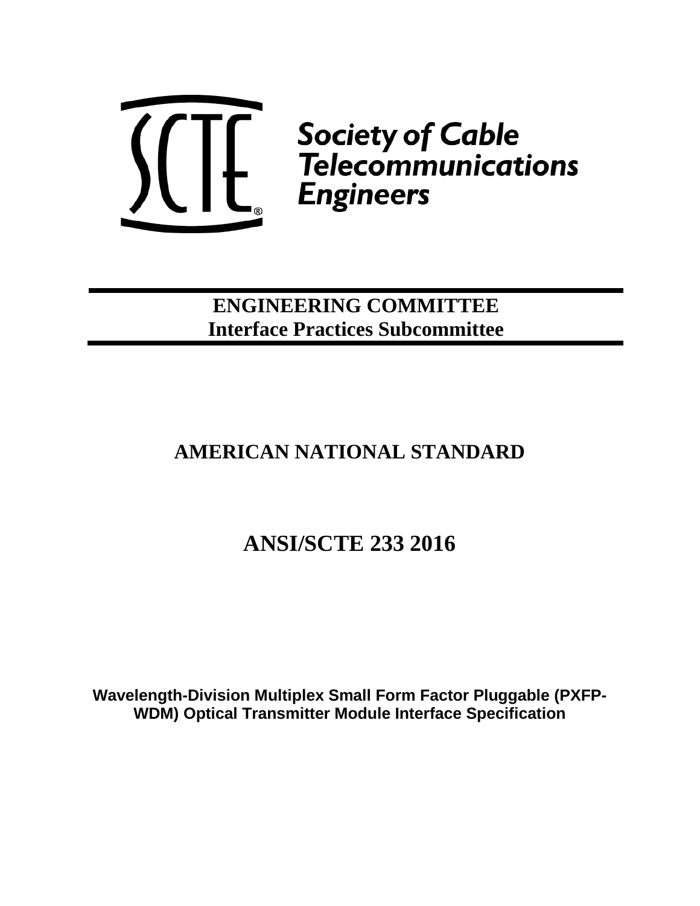Society of Cable Telecommunications Engineers

**ENGINEERING COMMITTEE**
**Interface Practices Subcommittee**

# AMERICAN NATIONAL STANDARD

# ANSI/SCTE 233 2016

**Wavelength-Division Multiplex Small Form Factor Pluggable (PXFP-WDM) Optical Transmitter Module Interface Specification**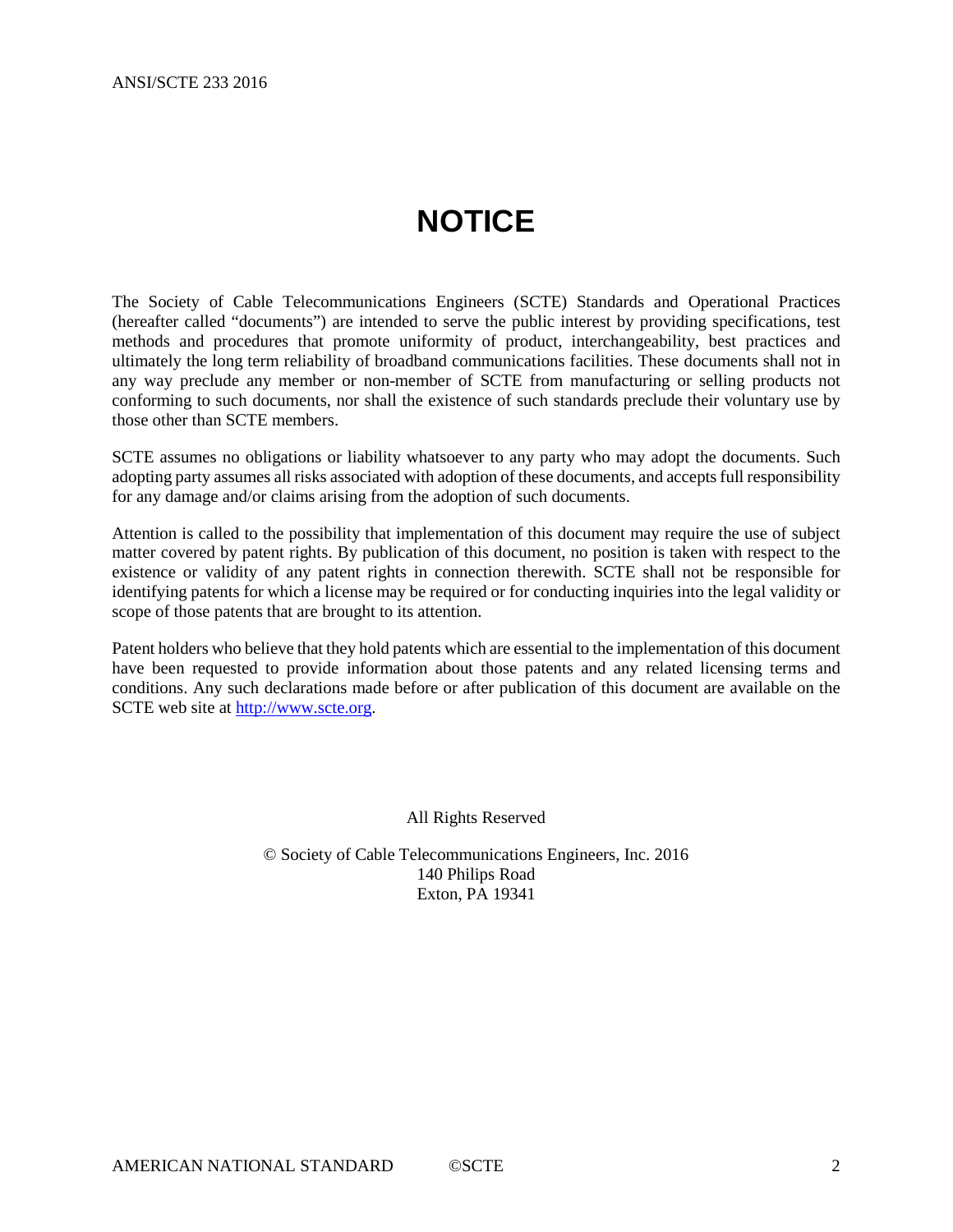# NOTICE

The Society of Cable Telecommunications Engineers (SCTE) Standards and Operational Practices (hereafter called "documents") are intended to serve the public interest by providing specifications, test methods and procedures that promote uniformity of product, interchangeability, best practices and ultimately the long term reliability of broadband communications facilities. These documents shall not in any way preclude any member or non-member of SCTE from manufacturing or selling products not conforming to such documents, nor shall the existence of such standards preclude their voluntary use by those other than SCTE members.

SCTE assumes no obligations or liability whatsoever to any party who may adopt the documents. Such adopting party assumes all risks associated with adoption of these documents, and accepts full responsibility for any damage and/or claims arising from the adoption of such documents.

Attention is called to the possibility that implementation of this document may require the use of subject matter covered by patent rights. By publication of this document, no position is taken with respect to the existence or validity of any patent rights in connection therewith. SCTE shall not be responsible for identifying patents for which a license may be required or for conducting inquiries into the legal validity or scope of those patents that are brought to its attention.

Patent holders who believe that they hold patents which are essential to the implementation of this document have been requested to provide information about those patents and any related licensing terms and conditions. Any such declarations made before or after publication of this document are available on the SCTE web site at http://www.scte.org.

All Rights Reserved

© Society of Cable Telecommunications Engineers, Inc. 2016
140 Philips Road
Exton, PA 19341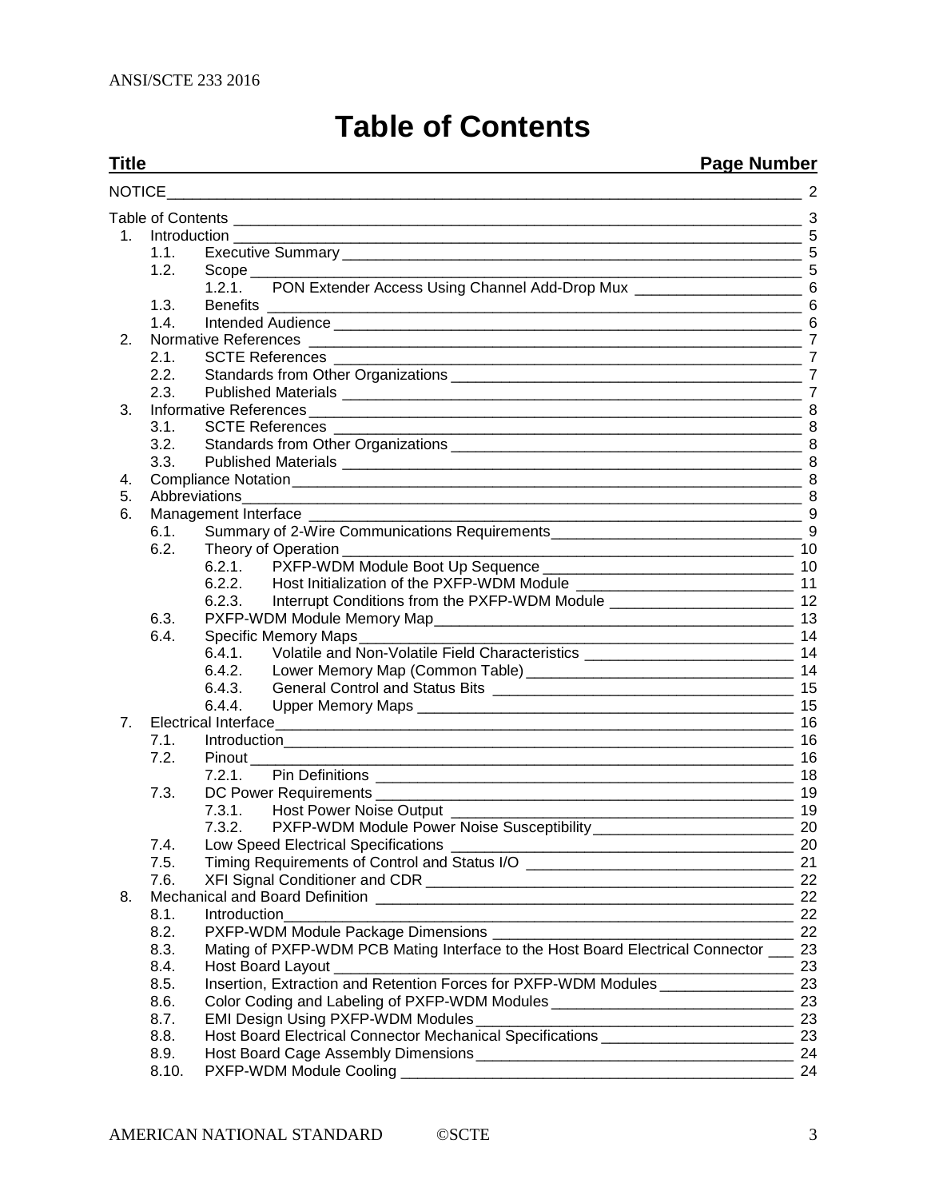# Table of Contents

| Title | Page Number |
|---|---|
| NOTICE | 2 |
| Table of Contents | 3 |
| 1. Introduction | 5 |
| 1.1. Executive Summary | 5 |
| 1.2. Scope | 5 |
| 1.2.1. PON Extender Access Using Channel Add-Drop Mux | 6 |
| 1.3. Benefits | 6 |
| 1.4. Intended Audience | 6 |
| 2. Normative References | 7 |
| 2.1. SCTE References | 7 |
| 2.2. Standards from Other Organizations | 7 |
| 2.3. Published Materials | 7 |
| 3. Informative References | 8 |
| 3.1. SCTE References | 8 |
| 3.2. Standards from Other Organizations | 8 |
| 3.3. Published Materials | 8 |
| 4. Compliance Notation | 8 |
| 5. Abbreviations | 8 |
| 6. Management Interface | 9 |
| 6.1. Summary of 2-Wire Communications Requirements | 9 |
| 6.2. Theory of Operation | 10 |
| 6.2.1. PXFP-WDM Module Boot Up Sequence | 10 |
| 6.2.2. Host Initialization of the PXFP-WDM Module | 11 |
| 6.2.3. Interrupt Conditions from the PXFP-WDM Module | 12 |
| 6.3. PXFP-WDM Module Memory Map | 13 |
| 6.4. Specific Memory Maps | 14 |
| 6.4.1. Volatile and Non-Volatile Field Characteristics | 14 |
| 6.4.2. Lower Memory Map (Common Table) | 14 |
| 6.4.3. General Control and Status Bits | 15 |
| 6.4.4. Upper Memory Maps | 15 |
| 7. Electrical Interface | 16 |
| 7.1. Introduction | 16 |
| 7.2. Pinout | 16 |
| 7.2.1. Pin Definitions | 18 |
| 7.3. DC Power Requirements | 19 |
| 7.3.1. Host Power Noise Output | 19 |
| 7.3.2. PXFP-WDM Module Power Noise Susceptibility | 20 |
| 7.4. Low Speed Electrical Specifications | 20 |
| 7.5. Timing Requirements of Control and Status I/O | 21 |
| 7.6. XFI Signal Conditioner and CDR | 22 |
| 8. Mechanical and Board Definition | 22 |
| 8.1. Introduction | 22 |
| 8.2. PXFP-WDM Module Package Dimensions | 22 |
| 8.3. Mating of PXFP-WDM PCB Mating Interface to the Host Board Electrical Connector | 23 |
| 8.4. Host Board Layout | 23 |
| 8.5. Insertion, Extraction and Retention Forces for PXFP-WDM Modules | 23 |
| 8.6. Color Coding and Labeling of PXFP-WDM Modules | 23 |
| 8.7. EMI Design Using PXFP-WDM Modules | 23 |
| 8.8. Host Board Electrical Connector Mechanical Specifications | 23 |
| 8.9. Host Board Cage Assembly Dimensions | 24 |
| 8.10. PXFP-WDM Module Cooling | 24 |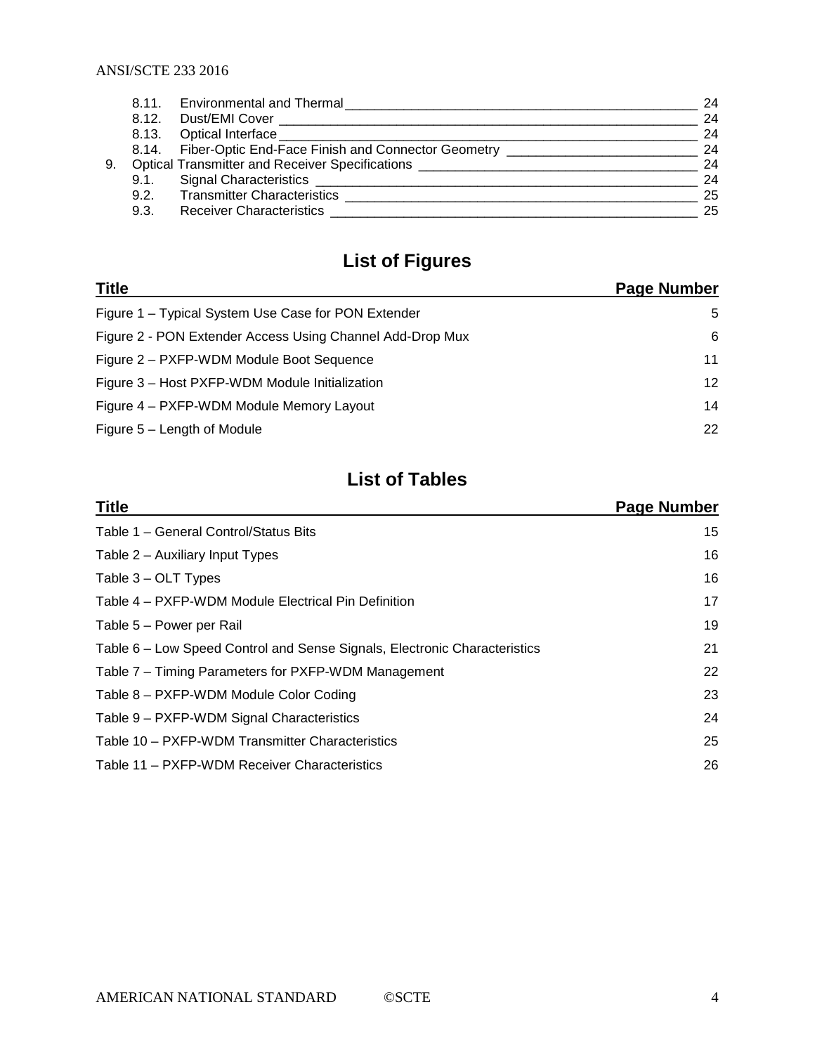8.11. Environmental and Thermal ____ 24
8.12. Dust/EMI Cover ____ 24
8.13. Optical Interface ____ 24
8.14. Fiber-Optic End-Face Finish and Connector Geometry ____ 24
9. Optical Transmitter and Receiver Specifications ____ 24
9.1. Signal Characteristics ____ 24
9.2. Transmitter Characteristics ____ 25
9.3. Receiver Characteristics ____ 25

## List of Figures

| Title | Page Number |
|---|---|
| Figure 1 – Typical System Use Case for PON Extender | 5 |
| Figure 2 - PON Extender Access Using Channel Add-Drop Mux | 6 |
| Figure 2 – PXFP-WDM Module Boot Sequence | 11 |
| Figure 3 – Host PXFP-WDM Module Initialization | 12 |
| Figure 4 – PXFP-WDM Module Memory Layout | 14 |
| Figure 5 – Length of Module | 22 |

## List of Tables

| Title | Page Number |
|---|---|
| Table 1 – General Control/Status Bits | 15 |
| Table 2 – Auxiliary Input Types | 16 |
| Table 3 – OLT Types | 16 |
| Table 4 – PXFP-WDM Module Electrical Pin Definition | 17 |
| Table 5 – Power per Rail | 19 |
| Table 6 – Low Speed Control and Sense Signals, Electronic Characteristics | 21 |
| Table 7 – Timing Parameters for PXFP-WDM Management | 22 |
| Table 8 – PXFP-WDM Module Color Coding | 23 |
| Table 9 – PXFP-WDM Signal Characteristics | 24 |
| Table 10 – PXFP-WDM Transmitter Characteristics | 25 |
| Table 11 – PXFP-WDM Receiver Characteristics | 26 |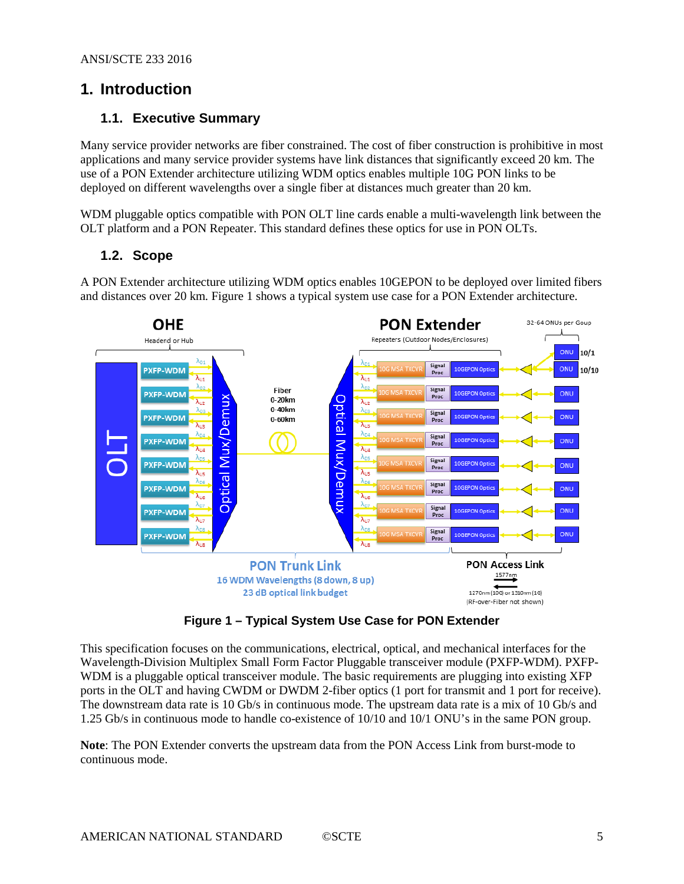# 1. Introduction

## 1.1. Executive Summary

Many service provider networks are fiber constrained. The cost of fiber construction is prohibitive in most applications and many service provider systems have link distances that significantly exceed 20 km. The use of a PON Extender architecture utilizing WDM optics enables multiple 10G PON links to be deployed on different wavelengths over a single fiber at distances much greater than 20 km.

WDM pluggable optics compatible with PON OLT line cards enable a multi-wavelength link between the OLT platform and a PON Repeater. This standard defines these optics for use in PON OLTs.

## 1.2. Scope

A PON Extender architecture utilizing WDM optics enables 10GEPON to be deployed over limited fibers and distances over 20 km. Figure 1 shows a typical system use case for a PON Extender architecture.

**Figure 1 – Typical System Use Case for PON Extender**

This specification focuses on the communications, electrical, optical, and mechanical interfaces for the Wavelength-Division Multiplex Small Form Factor Pluggable transceiver module (PXFP-WDM). PXFP-WDM is a pluggable optical transceiver module. The basic requirements are plugging into existing XFP ports in the OLT and having CWDM or DWDM 2-fiber optics (1 port for transmit and 1 port for receive). The downstream data rate is 10 Gb/s in continuous mode. The upstream data rate is a mix of 10 Gb/s and 1.25 Gb/s in continuous mode to handle co-existence of 10/10 and 10/1 ONU's in the same PON group.

**Note**: The PON Extender converts the upstream data from the PON Access Link from burst-mode to continuous mode.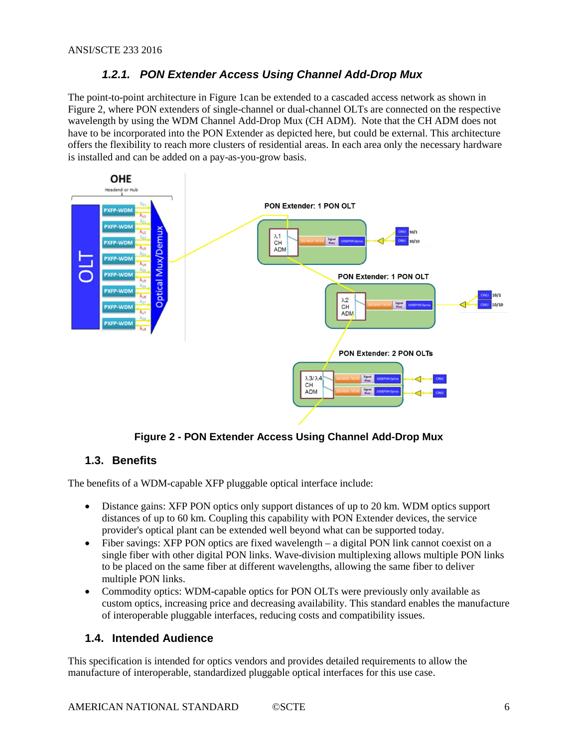### 1.2.1. PON Extender Access Using Channel Add-Drop Mux

The point-to-point architecture in Figure 1can be extended to a cascaded access network as shown in Figure 2, where PON extenders of single-channel or dual-channel OLTs are connected on the respective wavelength by using the WDM Channel Add-Drop Mux (CH ADM). Note that the CH ADM does not have to be incorporated into the PON Extender as depicted here, but could be external. This architecture offers the flexibility to reach more clusters of residential areas. In each area only the necessary hardware is installed and can be added on a pay-as-you-grow basis.

**Figure 2 - PON Extender Access Using Channel Add-Drop Mux**

## 1.3. Benefits

The benefits of a WDM-capable XFP pluggable optical interface include:

- Distance gains: XFP PON optics only support distances of up to 20 km. WDM optics support distances of up to 60 km. Coupling this capability with PON Extender devices, the service provider's optical plant can be extended well beyond what can be supported today.
- Fiber savings: XFP PON optics are fixed wavelength – a digital PON link cannot coexist on a single fiber with other digital PON links. Wave-division multiplexing allows multiple PON links to be placed on the same fiber at different wavelengths, allowing the same fiber to deliver multiple PON links.
- Commodity optics: WDM-capable optics for PON OLTs were previously only available as custom optics, increasing price and decreasing availability. This standard enables the manufacture of interoperable pluggable interfaces, reducing costs and compatibility issues.

## 1.4. Intended Audience

This specification is intended for optics vendors and provides detailed requirements to allow the manufacture of interoperable, standardized pluggable optical interfaces for this use case.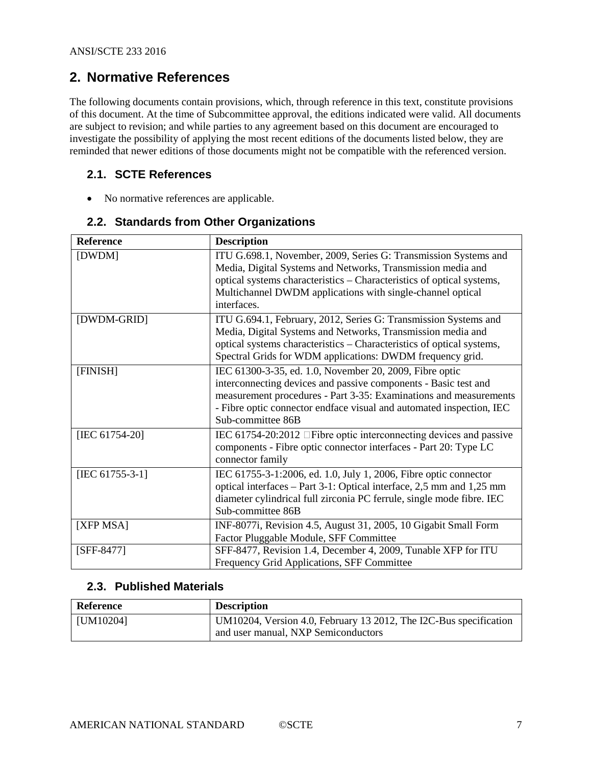# 2. Normative References

The following documents contain provisions, which, through reference in this text, constitute provisions of this document. At the time of Subcommittee approval, the editions indicated were valid. All documents are subject to revision; and while parties to any agreement based on this document are encouraged to investigate the possibility of applying the most recent editions of the documents listed below, they are reminded that newer editions of those documents might not be compatible with the referenced version.

## 2.1. SCTE References

- No normative references are applicable.

## 2.2. Standards from Other Organizations

| Reference | Description |
|---|---|
| [DWDM] | ITU G.698.1, November, 2009, Series G: Transmission Systems and Media, Digital Systems and Networks, Transmission media and optical systems characteristics – Characteristics of optical systems, Multichannel DWDM applications with single-channel optical interfaces. |
| [DWDM-GRID] | ITU G.694.1, February, 2012, Series G: Transmission Systems and Media, Digital Systems and Networks, Transmission media and optical systems characteristics – Characteristics of optical systems, Spectral Grids for WDM applications: DWDM frequency grid. |
| [FINISH] | IEC 61300-3-35, ed. 1.0, November 20, 2009, Fibre optic interconnecting devices and passive components - Basic test and measurement procedures - Part 3-35: Examinations and measurements - Fibre optic connector endface visual and automated inspection, IEC Sub-committee 86B |
| [IEC 61754-20] | IEC 61754-20:2012 Fibre optic interconnecting devices and passive components - Fibre optic connector interfaces - Part 20: Type LC connector family |
| [IEC 61755-3-1] | IEC 61755-3-1:2006, ed. 1.0, July 1, 2006, Fibre optic connector optical interfaces – Part 3-1: Optical interface, 2,5 mm and 1,25 mm diameter cylindrical full zirconia PC ferrule, single mode fibre. IEC Sub-committee 86B |
| [XFP MSA] | INF-8077i, Revision 4.5, August 31, 2005, 10 Gigabit Small Form Factor Pluggable Module, SFF Committee |
| [SFF-8477] | SFF-8477, Revision 1.4, December 4, 2009, Tunable XFP for ITU Frequency Grid Applications, SFF Committee |

## 2.3. Published Materials

| Reference | Description |
|---|---|
| [UM10204] | UM10204, Version 4.0, February 13 2012, The I2C-Bus specification and user manual, NXP Semiconductors |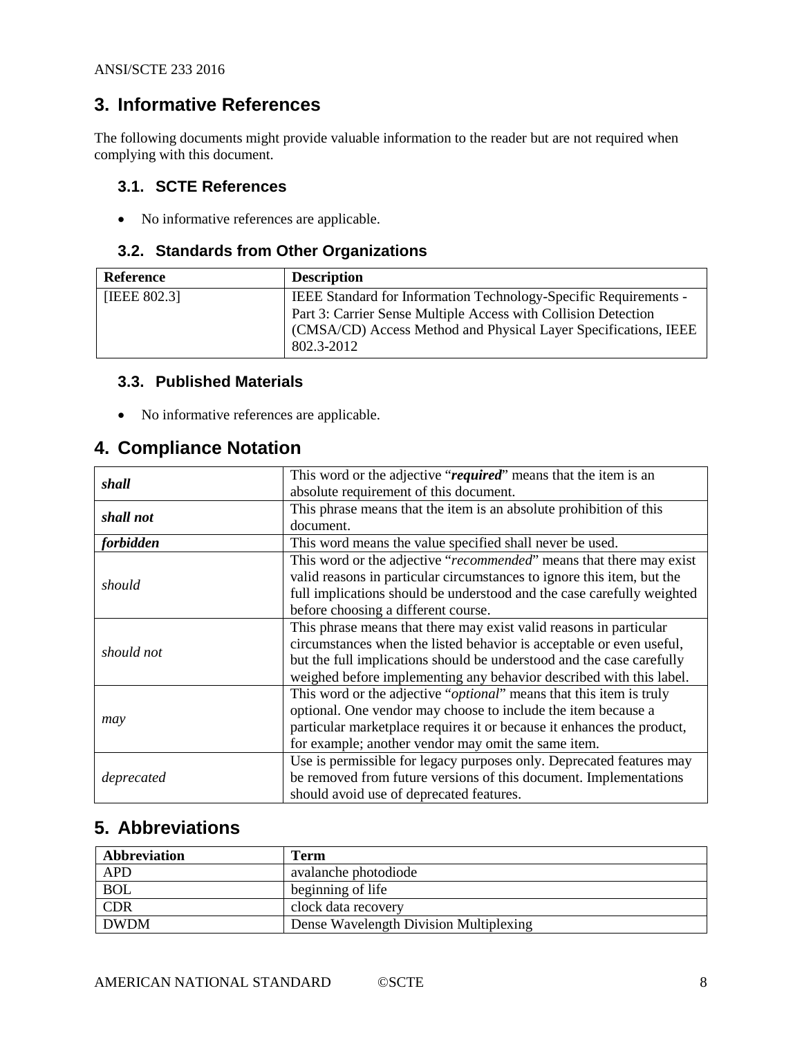## 3. Informative References

The following documents might provide valuable information to the reader but are not required when complying with this document.

### 3.1. SCTE References

- No informative references are applicable.

### 3.2. Standards from Other Organizations

| Reference | Description |
|---|---|
| [IEEE 802.3] | IEEE Standard for Information Technology-Specific Requirements - Part 3: Carrier Sense Multiple Access with Collision Detection (CMSA/CD) Access Method and Physical Layer Specifications, IEEE 802.3-2012 |

### 3.3. Published Materials

- No informative references are applicable.

## 4. Compliance Notation

| | |
|---|---|
| ***shall*** | This word or the adjective "***required***" means that the item is an absolute requirement of this document. |
| ***shall not*** | This phrase means that the item is an absolute prohibition of this document. |
| ***forbidden*** | This word means the value specified shall never be used. |
| *should* | This word or the adjective "*recommended*" means that there may exist valid reasons in particular circumstances to ignore this item, but the full implications should be understood and the case carefully weighted before choosing a different course. |
| *should not* | This phrase means that there may exist valid reasons in particular circumstances when the listed behavior is acceptable or even useful, but the full implications should be understood and the case carefully weighed before implementing any behavior described with this label. |
| *may* | This word or the adjective "*optional*" means that this item is truly optional. One vendor may choose to include the item because a particular marketplace requires it or because it enhances the product, for example; another vendor may omit the same item. |
| *deprecated* | Use is permissible for legacy purposes only. Deprecated features may be removed from future versions of this document. Implementations should avoid use of deprecated features. |

## 5. Abbreviations

| Abbreviation | Term |
|---|---|
| APD | avalanche photodiode |
| BOL | beginning of life |
| CDR | clock data recovery |
| DWDM | Dense Wavelength Division Multiplexing |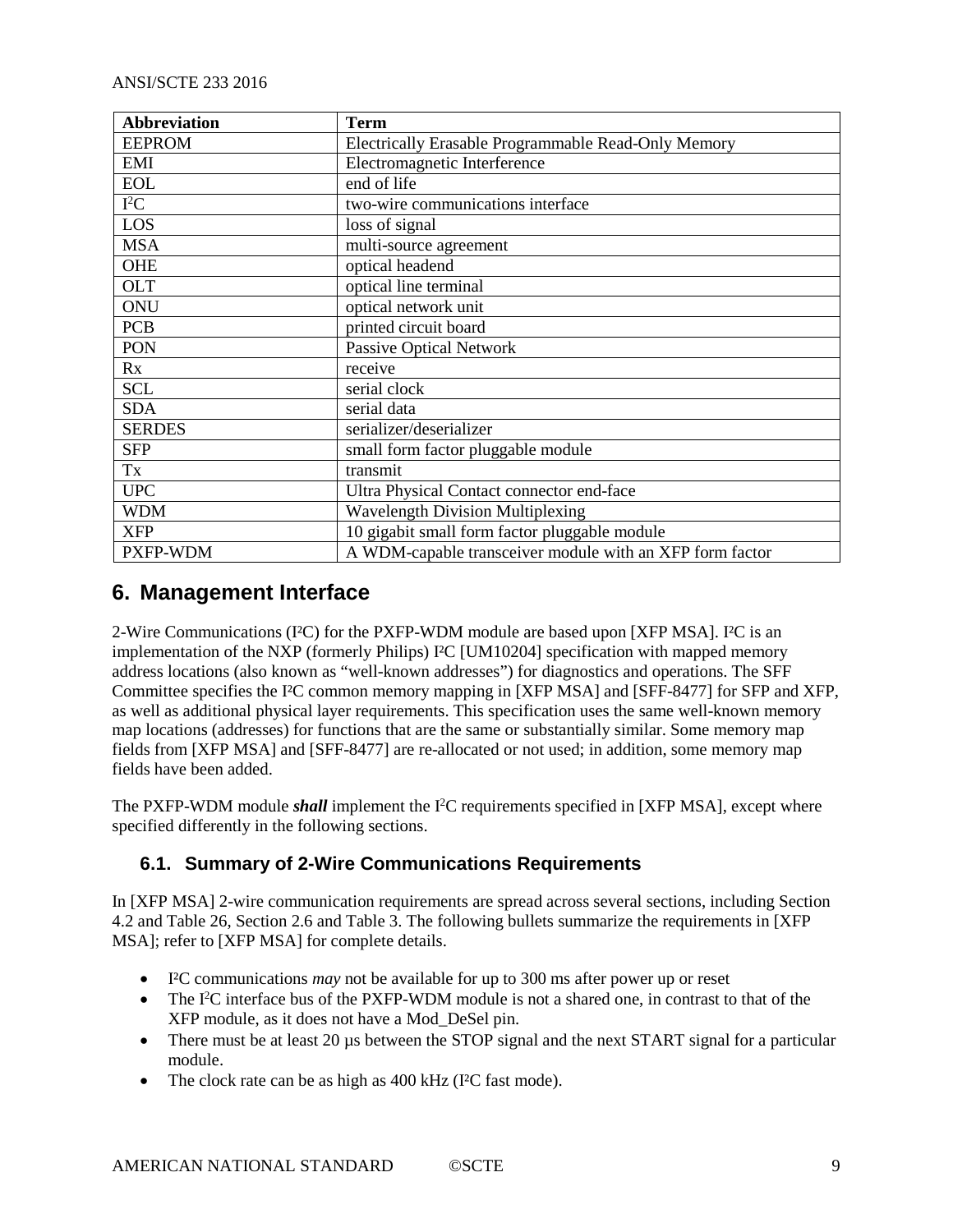| Abbreviation | Term |
|---|---|
| EEPROM | Electrically Erasable Programmable Read-Only Memory |
| EMI | Electromagnetic Interference |
| EOL | end of life |
| I²C | two-wire communications interface |
| LOS | loss of signal |
| MSA | multi-source agreement |
| OHE | optical headend |
| OLT | optical line terminal |
| ONU | optical network unit |
| PCB | printed circuit board |
| PON | Passive Optical Network |
| Rx | receive |
| SCL | serial clock |
| SDA | serial data |
| SERDES | serializer/deserializer |
| SFP | small form factor pluggable module |
| Tx | transmit |
| UPC | Ultra Physical Contact connector end-face |
| WDM | Wavelength Division Multiplexing |
| XFP | 10 gigabit small form factor pluggable module |
| PXFP-WDM | A WDM-capable transceiver module with an XFP form factor |

# 6. Management Interface

2-Wire Communications (I²C) for the PXFP-WDM module are based upon [XFP MSA]. I²C is an implementation of the NXP (formerly Philips) I²C [UM10204] specification with mapped memory address locations (also known as "well-known addresses") for diagnostics and operations. The SFF Committee specifies the I²C common memory mapping in [XFP MSA] and [SFF-8477] for SFP and XFP, as well as additional physical layer requirements. This specification uses the same well-known memory map locations (addresses) for functions that are the same or substantially similar. Some memory map fields from [XFP MSA] and [SFF-8477] are re-allocated or not used; in addition, some memory map fields have been added.

The PXFP-WDM module ***shall*** implement the I²C requirements specified in [XFP MSA], except where specified differently in the following sections.

## 6.1. Summary of 2-Wire Communications Requirements

In [XFP MSA] 2-wire communication requirements are spread across several sections, including Section 4.2 and Table 26, Section 2.6 and Table 3. The following bullets summarize the requirements in [XFP MSA]; refer to [XFP MSA] for complete details.

- I²C communications *may* not be available for up to 300 ms after power up or reset
- The I²C interface bus of the PXFP-WDM module is not a shared one, in contrast to that of the XFP module, as it does not have a Mod_DeSel pin.
- There must be at least 20 µs between the STOP signal and the next START signal for a particular module.
- The clock rate can be as high as 400 kHz (I²C fast mode).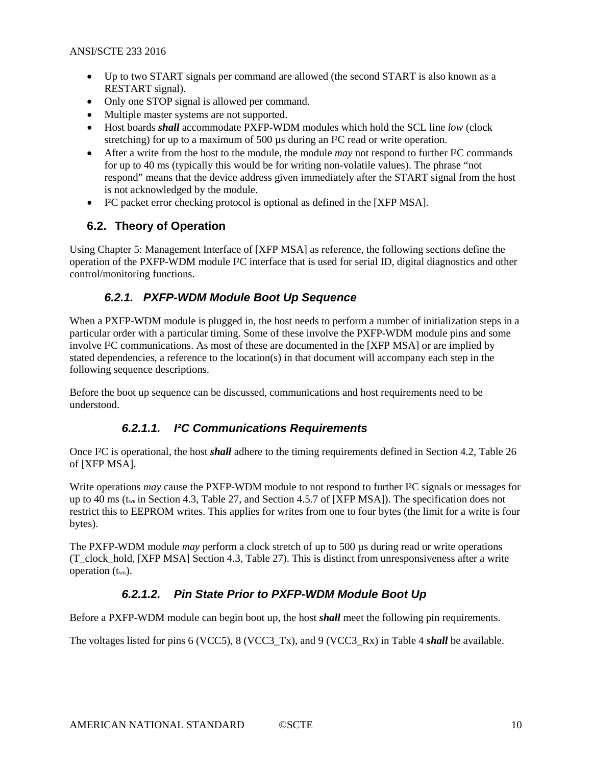- Up to two START signals per command are allowed (the second START is also known as a RESTART signal).
- Only one STOP signal is allowed per command.
- Multiple master systems are not supported.
- Host boards ***shall*** accommodate PXFP-WDM modules which hold the SCL line *low* (clock stretching) for up to a maximum of 500 µs during an I²C read or write operation.
- After a write from the host to the module, the module *may* not respond to further I²C commands for up to 40 ms (typically this would be for writing non-volatile values). The phrase "not respond" means that the device address given immediately after the START signal from the host is not acknowledged by the module.
- I²C packet error checking protocol is optional as defined in the [XFP MSA].

## 6.2. Theory of Operation

Using Chapter 5: Management Interface of [XFP MSA] as reference, the following sections define the operation of the PXFP-WDM module I²C interface that is used for serial ID, digital diagnostics and other control/monitoring functions.

### 6.2.1. PXFP-WDM Module Boot Up Sequence

When a PXFP-WDM module is plugged in, the host needs to perform a number of initialization steps in a particular order with a particular timing. Some of these involve the PXFP-WDM module pins and some involve I²C communications. As most of these are documented in the [XFP MSA] or are implied by stated dependencies, a reference to the location(s) in that document will accompany each step in the following sequence descriptions.

Before the boot up sequence can be discussed, communications and host requirements need to be understood.

#### 6.2.1.1. I²C Communications Requirements

Once I²C is operational, the host ***shall*** adhere to the timing requirements defined in Section 4.2, Table 26 of [XFP MSA].

Write operations *may* cause the PXFP-WDM module to not respond to further I²C signals or messages for up to 40 ms ($t_{WR}$ in Section 4.3, Table 27, and Section 4.5.7 of [XFP MSA]). The specification does not restrict this to EEPROM writes. This applies for writes from one to four bytes (the limit for a write is four bytes).

The PXFP-WDM module *may* perform a clock stretch of up to 500 µs during read or write operations (T_clock_hold, [XFP MSA] Section 4.3, Table 27). This is distinct from unresponsiveness after a write operation ($t_{WR}$).

#### 6.2.1.2. Pin State Prior to PXFP-WDM Module Boot Up

Before a PXFP-WDM module can begin boot up, the host ***shall*** meet the following pin requirements.

The voltages listed for pins 6 (VCC5), 8 (VCC3_Tx), and 9 (VCC3_Rx) in Table 4 ***shall*** be available.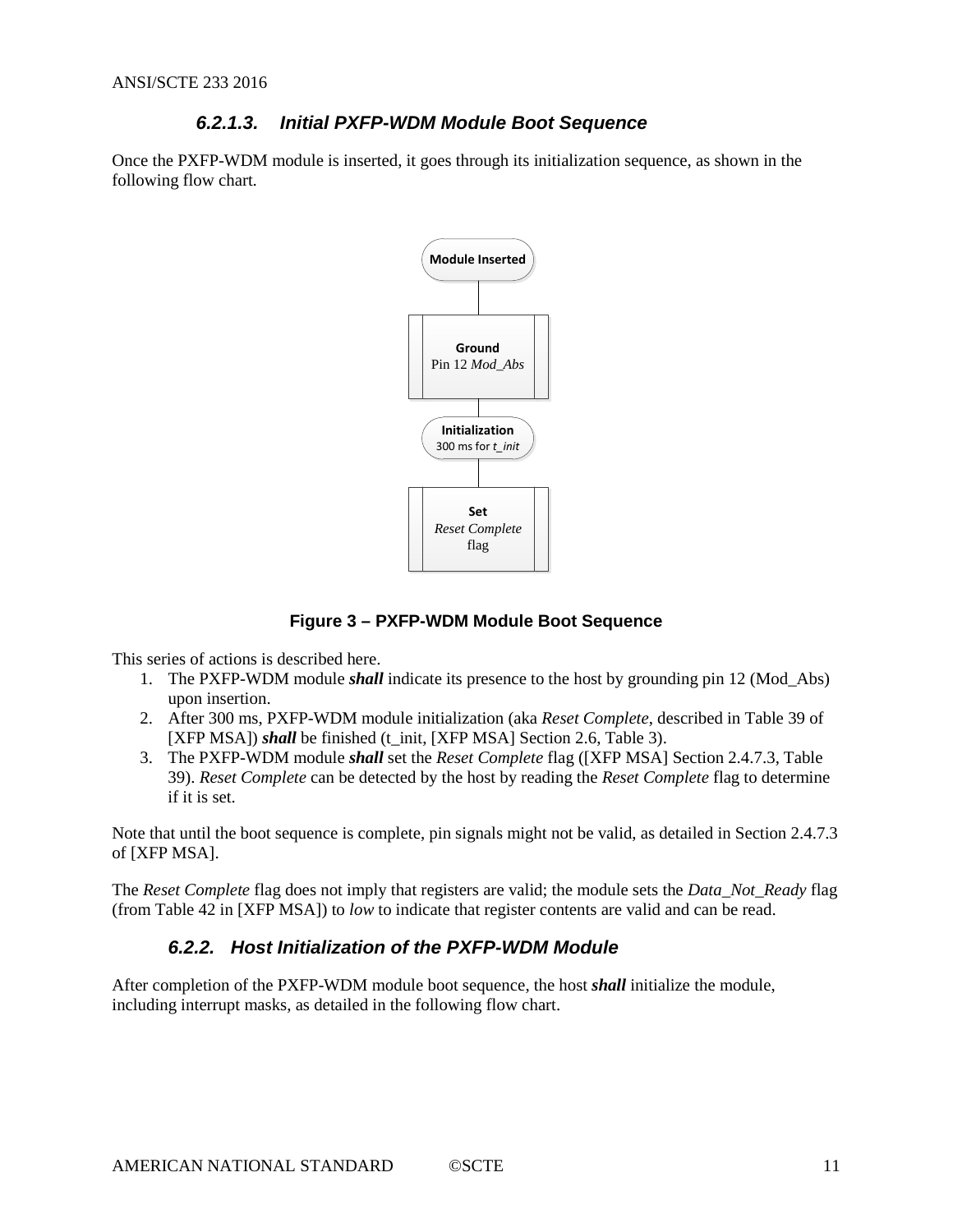#### 6.2.1.3. Initial PXFP-WDM Module Boot Sequence

Once the PXFP-WDM module is inserted, it goes through its initialization sequence, as shown in the following flow chart.

Module Inserted

**Ground**
Pin 12 *Mod_Abs*

**Initialization**
300 ms for *t_init*

**Set**
*Reset Complete* flag

**Figure 3 – PXFP-WDM Module Boot Sequence**

This series of actions is described here.

1. The PXFP-WDM module ***shall*** indicate its presence to the host by grounding pin 12 (Mod_Abs) upon insertion.
2. After 300 ms, PXFP-WDM module initialization (aka *Reset Complete*, described in Table 39 of [XFP MSA]) ***shall*** be finished (t_init, [XFP MSA] Section 2.6, Table 3).
3. The PXFP-WDM module ***shall*** set the *Reset Complete* flag ([XFP MSA] Section 2.4.7.3, Table 39). *Reset Complete* can be detected by the host by reading the *Reset Complete* flag to determine if it is set.

Note that until the boot sequence is complete, pin signals might not be valid, as detailed in Section 2.4.7.3 of [XFP MSA].

The *Reset Complete* flag does not imply that registers are valid; the module sets the *Data_Not_Ready* flag (from Table 42 in [XFP MSA]) to *low* to indicate that register contents are valid and can be read.

### 6.2.2. Host Initialization of the PXFP-WDM Module

After completion of the PXFP-WDM module boot sequence, the host ***shall*** initialize the module, including interrupt masks, as detailed in the following flow chart.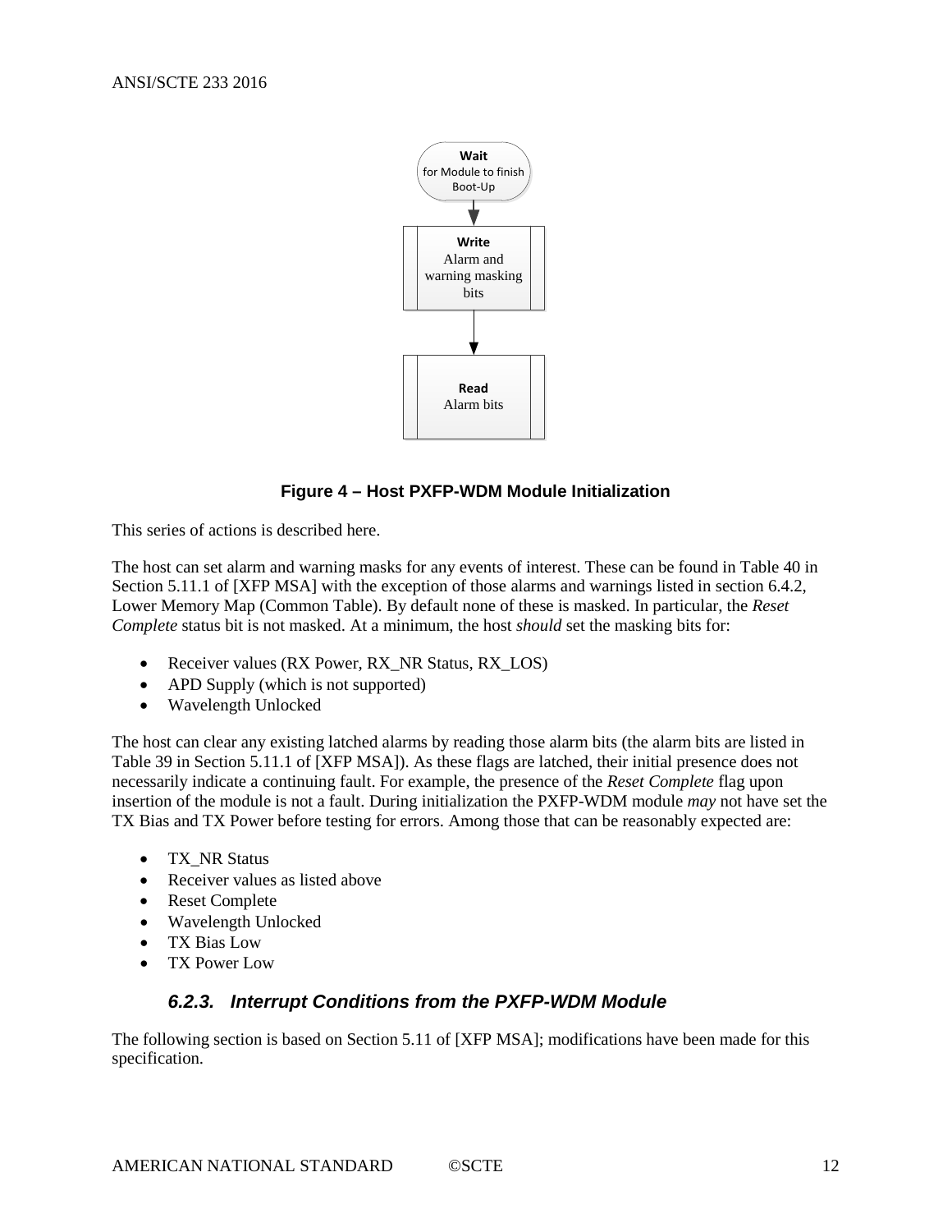**Figure 4 – Host PXFP-WDM Module Initialization**

This series of actions is described here.

The host can set alarm and warning masks for any events of interest. These can be found in Table 40 in Section 5.11.1 of [XFP MSA] with the exception of those alarms and warnings listed in section 6.4.2, Lower Memory Map (Common Table). By default none of these is masked. In particular, the *Reset Complete* status bit is not masked. At a minimum, the host *should* set the masking bits for:

- Receiver values (RX Power, RX_NR Status, RX_LOS)
- APD Supply (which is not supported)
- Wavelength Unlocked

The host can clear any existing latched alarms by reading those alarm bits (the alarm bits are listed in Table 39 in Section 5.11.1 of [XFP MSA]). As these flags are latched, their initial presence does not necessarily indicate a continuing fault. For example, the presence of the *Reset Complete* flag upon insertion of the module is not a fault. During initialization the PXFP-WDM module *may* not have set the TX Bias and TX Power before testing for errors. Among those that can be reasonably expected are:

- TX_NR Status
- Receiver values as listed above
- Reset Complete
- Wavelength Unlocked
- TX Bias Low
- TX Power Low

### 6.2.3. Interrupt Conditions from the PXFP-WDM Module

The following section is based on Section 5.11 of [XFP MSA]; modifications have been made for this specification.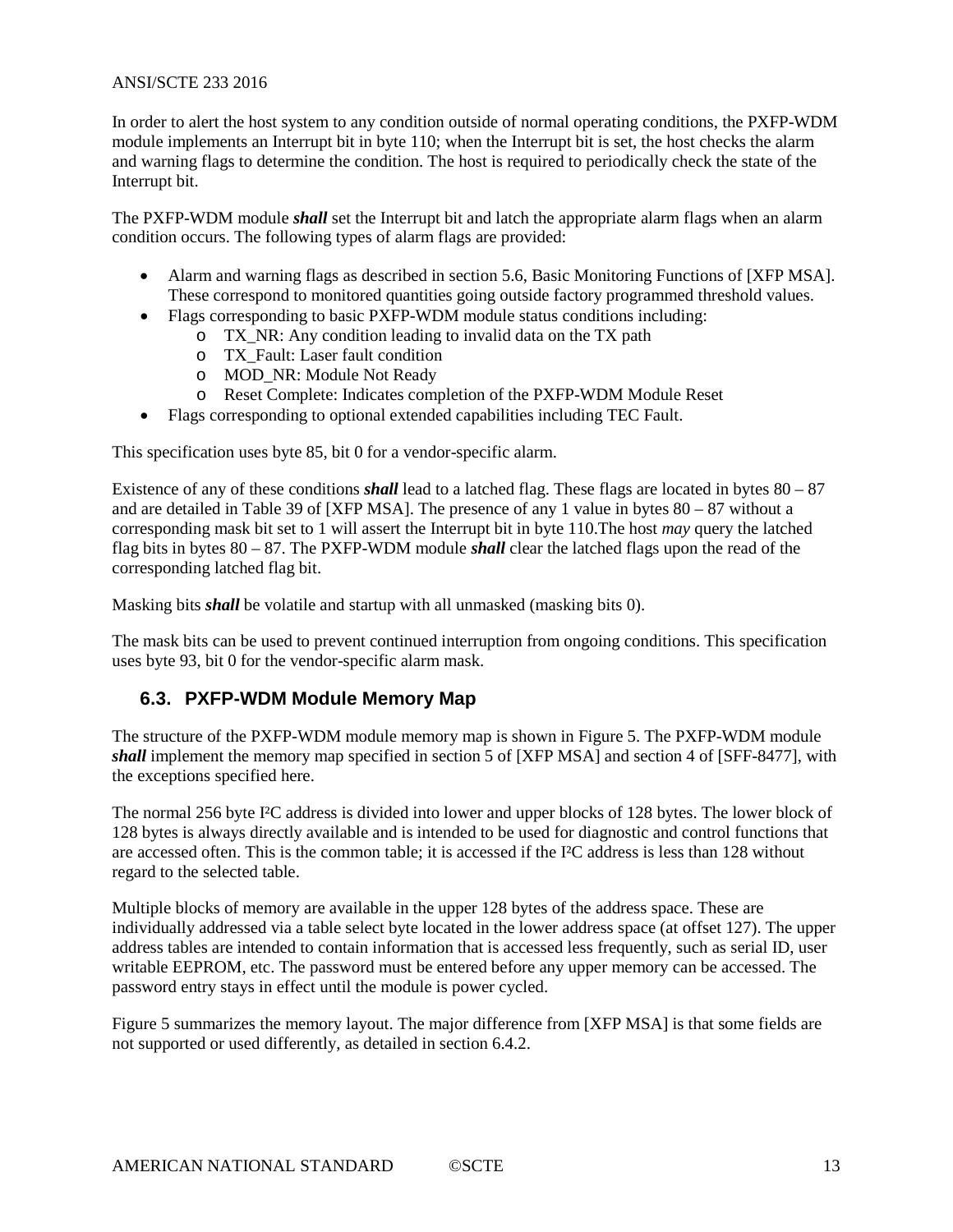In order to alert the host system to any condition outside of normal operating conditions, the PXFP-WDM module implements an Interrupt bit in byte 110; when the Interrupt bit is set, the host checks the alarm and warning flags to determine the condition. The host is required to periodically check the state of the Interrupt bit.

The PXFP-WDM module ***shall*** set the Interrupt bit and latch the appropriate alarm flags when an alarm condition occurs. The following types of alarm flags are provided:

- Alarm and warning flags as described in section 5.6, Basic Monitoring Functions of [XFP MSA]. These correspond to monitored quantities going outside factory programmed threshold values.
- Flags corresponding to basic PXFP-WDM module status conditions including:
    - TX_NR: Any condition leading to invalid data on the TX path
    - TX_Fault: Laser fault condition
    - MOD_NR: Module Not Ready
    - Reset Complete: Indicates completion of the PXFP-WDM Module Reset
- Flags corresponding to optional extended capabilities including TEC Fault.

This specification uses byte 85, bit 0 for a vendor-specific alarm.

Existence of any of these conditions ***shall*** lead to a latched flag. These flags are located in bytes 80 – 87 and are detailed in Table 39 of [XFP MSA]. The presence of any 1 value in bytes 80 – 87 without a corresponding mask bit set to 1 will assert the Interrupt bit in byte 110.The host *may* query the latched flag bits in bytes 80 – 87. The PXFP-WDM module ***shall*** clear the latched flags upon the read of the corresponding latched flag bit.

Masking bits ***shall*** be volatile and startup with all unmasked (masking bits 0).

The mask bits can be used to prevent continued interruption from ongoing conditions. This specification uses byte 93, bit 0 for the vendor-specific alarm mask.

## 6.3. PXFP-WDM Module Memory Map

The structure of the PXFP-WDM module memory map is shown in Figure 5. The PXFP-WDM module ***shall*** implement the memory map specified in section 5 of [XFP MSA] and section 4 of [SFF-8477], with the exceptions specified here.

The normal 256 byte I²C address is divided into lower and upper blocks of 128 bytes. The lower block of 128 bytes is always directly available and is intended to be used for diagnostic and control functions that are accessed often. This is the common table; it is accessed if the I²C address is less than 128 without regard to the selected table.

Multiple blocks of memory are available in the upper 128 bytes of the address space. These are individually addressed via a table select byte located in the lower address space (at offset 127). The upper address tables are intended to contain information that is accessed less frequently, such as serial ID, user writable EEPROM, etc. The password must be entered before any upper memory can be accessed. The password entry stays in effect until the module is power cycled.

Figure 5 summarizes the memory layout. The major difference from [XFP MSA] is that some fields are not supported or used differently, as detailed in section 6.4.2.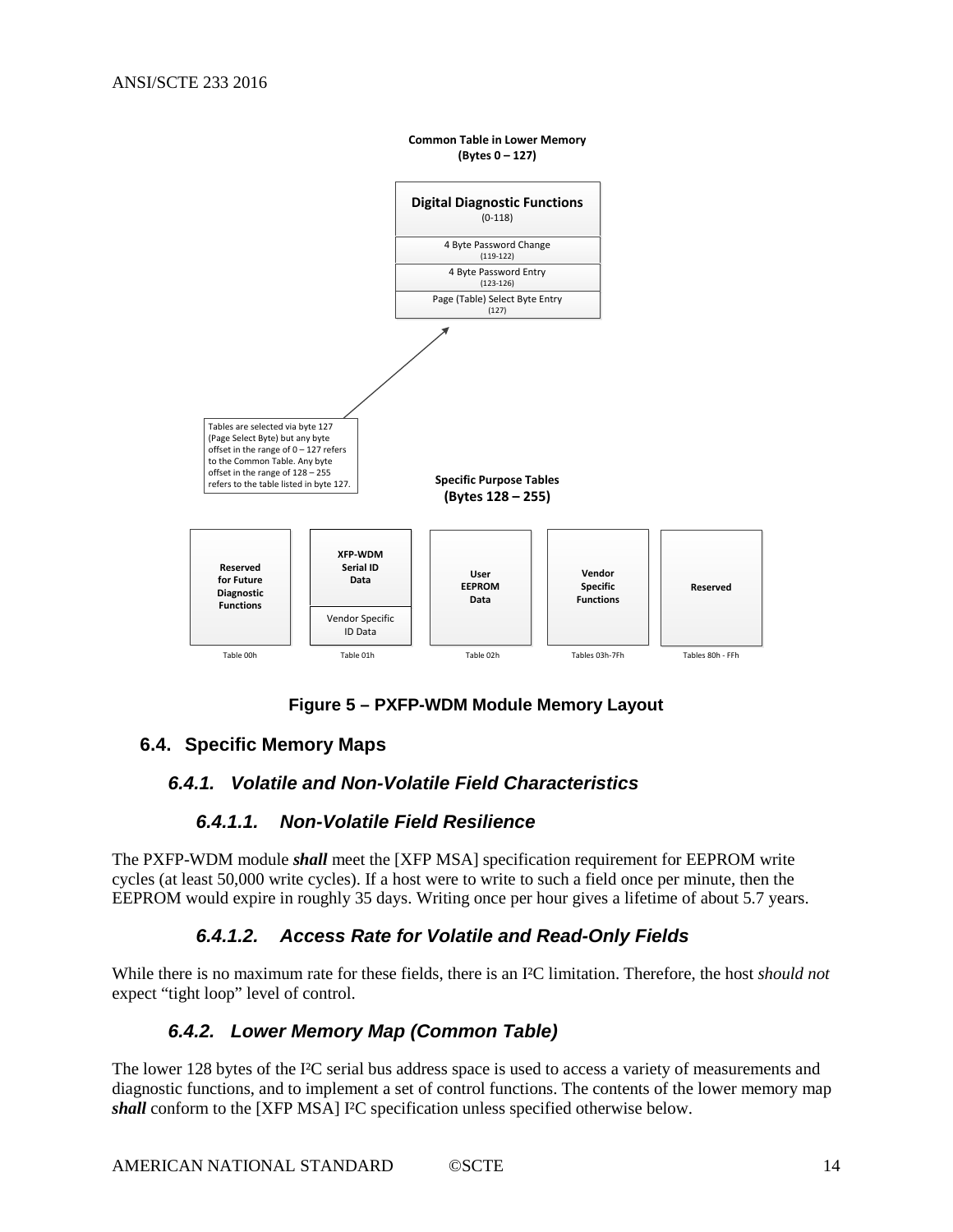**Common Table in Lower Memory**
**(Bytes 0 – 127)**

| Digital Diagnostic Functions (0-118) |
|---|
| 4 Byte Password Change (119-122) |
| 4 Byte Password Entry (123-126) |
| Page (Table) Select Byte Entry (127) |

Tables are selected via byte 127 (Page Select Byte) but any byte offset in the range of 0 – 127 refers to the Common Table. Any byte offset in the range of 128 – 255 refers to the table listed in byte 127.

**Specific Purpose Tables**
**(Bytes 128 – 255)**

| Table 00h | Table 01h | Table 02h | Tables 03h-7Fh | Tables 80h - FFh |
|---|---|---|---|---|
| Reserved for Future Diagnostic Functions | XFP-WDM Serial ID Data / Vendor Specific ID Data | User EEPROM Data | Vendor Specific Functions | Reserved |

**Figure 5 – PXFP-WDM Module Memory Layout**

## 6.4. Specific Memory Maps

### 6.4.1. Volatile and Non-Volatile Field Characteristics

#### 6.4.1.1. Non-Volatile Field Resilience

The PXFP-WDM module ***shall*** meet the [XFP MSA] specification requirement for EEPROM write cycles (at least 50,000 write cycles). If a host were to write to such a field once per minute, then the EEPROM would expire in roughly 35 days. Writing once per hour gives a lifetime of about 5.7 years.

#### 6.4.1.2. Access Rate for Volatile and Read-Only Fields

While there is no maximum rate for these fields, there is an I²C limitation. Therefore, the host *should not* expect "tight loop" level of control.

### 6.4.2. Lower Memory Map (Common Table)

The lower 128 bytes of the I²C serial bus address space is used to access a variety of measurements and diagnostic functions, and to implement a set of control functions. The contents of the lower memory map ***shall*** conform to the [XFP MSA] I²C specification unless specified otherwise below.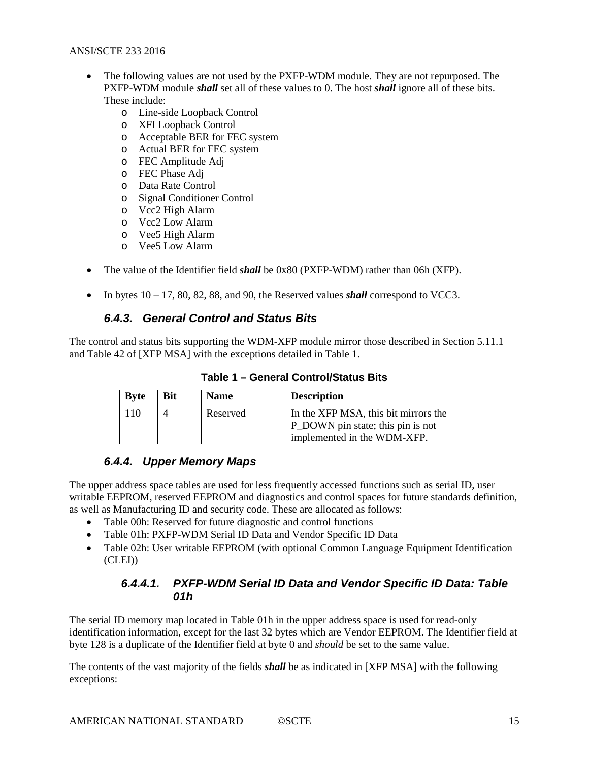- The following values are not used by the PXFP-WDM module. They are not repurposed. The PXFP-WDM module ***shall*** set all of these values to 0. The host ***shall*** ignore all of these bits. These include:
    - Line-side Loopback Control
    - XFI Loopback Control
    - Acceptable BER for FEC system
    - Actual BER for FEC system
    - FEC Amplitude Adj
    - FEC Phase Adj
    - Data Rate Control
    - Signal Conditioner Control
    - Vcc2 High Alarm
    - Vcc2 Low Alarm
    - Vee5 High Alarm
    - Vee5 Low Alarm
- The value of the Identifier field ***shall*** be 0x80 (PXFP-WDM) rather than 06h (XFP).
- In bytes 10 – 17, 80, 82, 88, and 90, the Reserved values ***shall*** correspond to VCC3.

### *6.4.3. General Control and Status Bits*

The control and status bits supporting the WDM-XFP module mirror those described in Section 5.11.1 and Table 42 of [XFP MSA] with the exceptions detailed in Table 1.

**Table 1 – General Control/Status Bits**

| Byte | Bit | Name | Description |
|---|---|---|---|
| 110 | 4 | Reserved | In the XFP MSA, this bit mirrors the P_DOWN pin state; this pin is not implemented in the WDM-XFP. |

### *6.4.4. Upper Memory Maps*

The upper address space tables are used for less frequently accessed functions such as serial ID, user writable EEPROM, reserved EEPROM and diagnostics and control spaces for future standards definition, as well as Manufacturing ID and security code. These are allocated as follows:

- Table 00h: Reserved for future diagnostic and control functions
- Table 01h: PXFP-WDM Serial ID Data and Vendor Specific ID Data
- Table 02h: User writable EEPROM (with optional Common Language Equipment Identification (CLEI))

#### *6.4.4.1. PXFP-WDM Serial ID Data and Vendor Specific ID Data: Table 01h*

The serial ID memory map located in Table 01h in the upper address space is used for read-only identification information, except for the last 32 bytes which are Vendor EEPROM. The Identifier field at byte 128 is a duplicate of the Identifier field at byte 0 and *should* be set to the same value.

The contents of the vast majority of the fields ***shall*** be as indicated in [XFP MSA] with the following exceptions: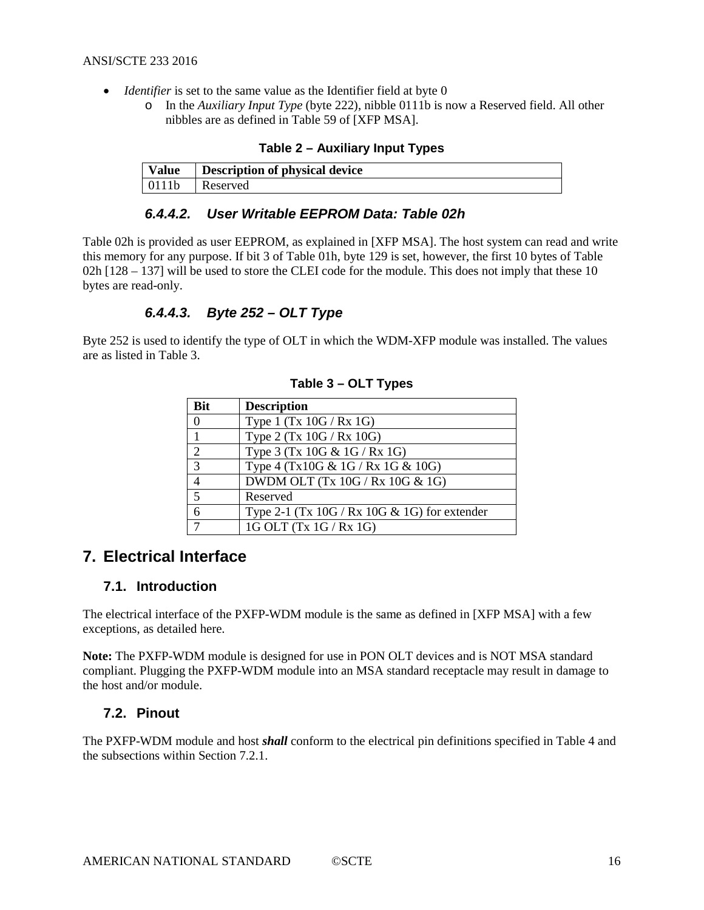- *Identifier* is set to the same value as the Identifier field at byte 0
    - In the *Auxiliary Input Type* (byte 222), nibble 0111b is now a Reserved field. All other nibbles are as defined in Table 59 of [XFP MSA].

**Table 2 – Auxiliary Input Types**

| Value | Description of physical device |
|---|---|
| 0111b | Reserved |

#### 6.4.4.2. User Writable EEPROM Data: Table 02h

Table 02h is provided as user EEPROM, as explained in [XFP MSA]. The host system can read and write this memory for any purpose. If bit 3 of Table 01h, byte 129 is set, however, the first 10 bytes of Table 02h [128 – 137] will be used to store the CLEI code for the module. This does not imply that these 10 bytes are read-only.

#### 6.4.4.3. Byte 252 – OLT Type

Byte 252 is used to identify the type of OLT in which the WDM-XFP module was installed. The values are as listed in Table 3.

**Table 3 – OLT Types**

| Bit | Description |
|---|---|
| 0 | Type 1 (Tx 10G / Rx 1G) |
| 1 | Type 2 (Tx 10G / Rx 10G) |
| 2 | Type 3 (Tx 10G & 1G / Rx 1G) |
| 3 | Type 4 (Tx10G & 1G / Rx 1G & 10G) |
| 4 | DWDM OLT (Tx 10G / Rx 10G & 1G) |
| 5 | Reserved |
| 6 | Type 2-1 (Tx 10G / Rx 10G & 1G) for extender |
| 7 | 1G OLT (Tx 1G / Rx 1G) |

# 7. Electrical Interface

## 7.1. Introduction

The electrical interface of the PXFP-WDM module is the same as defined in [XFP MSA] with a few exceptions, as detailed here.

**Note:** The PXFP-WDM module is designed for use in PON OLT devices and is NOT MSA standard compliant. Plugging the PXFP-WDM module into an MSA standard receptacle may result in damage to the host and/or module.

## 7.2. Pinout

The PXFP-WDM module and host ***shall*** conform to the electrical pin definitions specified in Table 4 and the subsections within Section 7.2.1.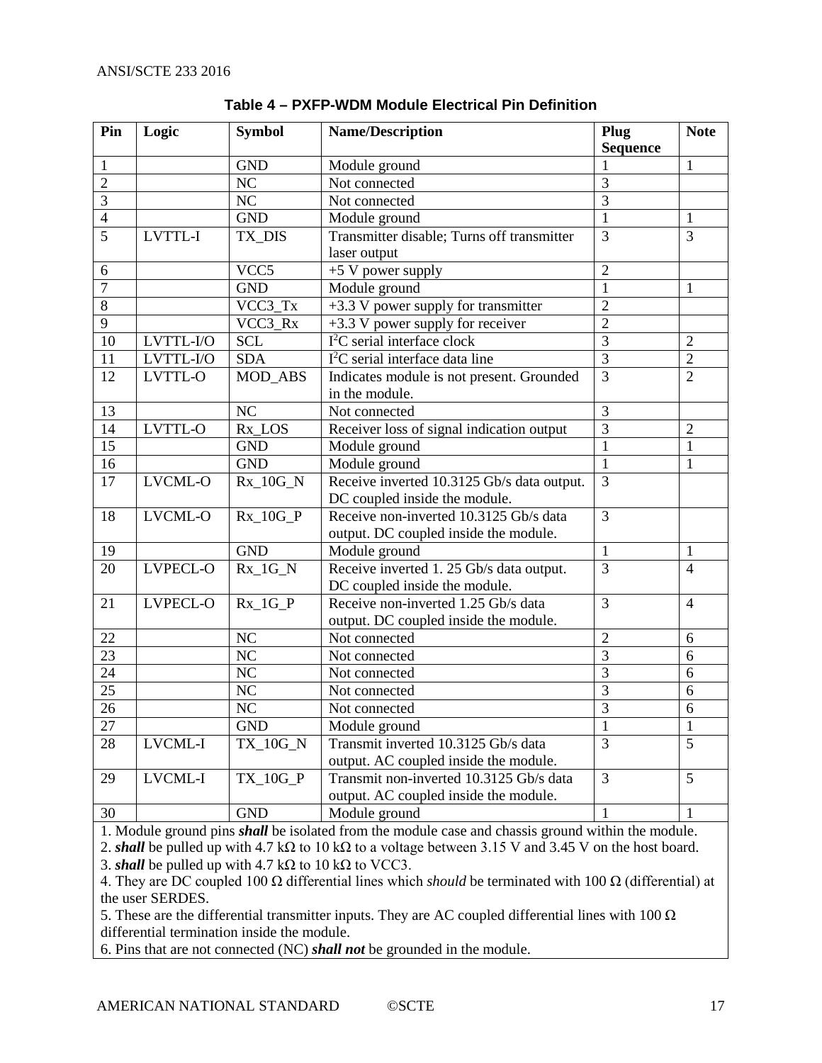**Table 4 – PXFP-WDM Module Electrical Pin Definition**

| Pin | Logic | Symbol | Name/Description | Plug Sequence | Note |
|---|---|---|---|---|---|
| 1 | | GND | Module ground | 1 | 1 |
| 2 | | NC | Not connected | 3 | |
| 3 | | NC | Not connected | 3 | |
| 4 | | GND | Module ground | 1 | 1 |
| 5 | LVTTL-I | TX_DIS | Transmitter disable; Turns off transmitter laser output | 3 | 3 |
| 6 | | VCC5 | +5 V power supply | 2 | |
| 7 | | GND | Module ground | 1 | 1 |
| 8 | | VCC3_Tx | +3.3 V power supply for transmitter | 2 | |
| 9 | | VCC3_Rx | +3.3 V power supply for receiver | 2 | |
| 10 | LVTTL-I/O | SCL | $I^2C$ serial interface clock | 3 | 2 |
| 11 | LVTTL-I/O | SDA | $I^2C$ serial interface data line | 3 | 2 |
| 12 | LVTTL-O | MOD_ABS | Indicates module is not present. Grounded in the module. | 3 | 2 |
| 13 | | NC | Not connected | 3 | |
| 14 | LVTTL-O | Rx_LOS | Receiver loss of signal indication output | 3 | 2 |
| 15 | | GND | Module ground | 1 | 1 |
| 16 | | GND | Module ground | 1 | 1 |
| 17 | LVCML-O | Rx_10G_N | Receive inverted 10.3125 Gb/s data output. DC coupled inside the module. | 3 | |
| 18 | LVCML-O | Rx_10G_P | Receive non-inverted 10.3125 Gb/s data output. DC coupled inside the module. | 3 | |
| 19 | | GND | Module ground | 1 | 1 |
| 20 | LVPECL-O | Rx_1G_N | Receive inverted 1. 25 Gb/s data output. DC coupled inside the module. | 3 | 4 |
| 21 | LVPECL-O | Rx_1G_P | Receive non-inverted 1.25 Gb/s data output. DC coupled inside the module. | 3 | 4 |
| 22 | | NC | Not connected | 2 | 6 |
| 23 | | NC | Not connected | 3 | 6 |
| 24 | | NC | Not connected | 3 | 6 |
| 25 | | NC | Not connected | 3 | 6 |
| 26 | | NC | Not connected | 3 | 6 |
| 27 | | GND | Module ground | 1 | 1 |
| 28 | LVCML-I | TX_10G_N | Transmit inverted 10.3125 Gb/s data output. AC coupled inside the module. | 3 | 5 |
| 29 | LVCML-I | TX_10G_P | Transmit non-inverted 10.3125 Gb/s data output. AC coupled inside the module. | 3 | 5 |
| 30 | | GND | Module ground | 1 | 1 |

1. Module ground pins ***shall*** be isolated from the module case and chassis ground within the module.
2. ***shall*** be pulled up with 4.7 kΩ to 10 kΩ to a voltage between 3.15 V and 3.45 V on the host board.
3. ***shall*** be pulled up with 4.7 kΩ to 10 kΩ to VCC3.
4. They are DC coupled 100 Ω differential lines which *should* be terminated with 100 Ω (differential) at the user SERDES.
5. These are the differential transmitter inputs. They are AC coupled differential lines with 100 Ω differential termination inside the module.
6. Pins that are not connected (NC) ***shall not*** be grounded in the module.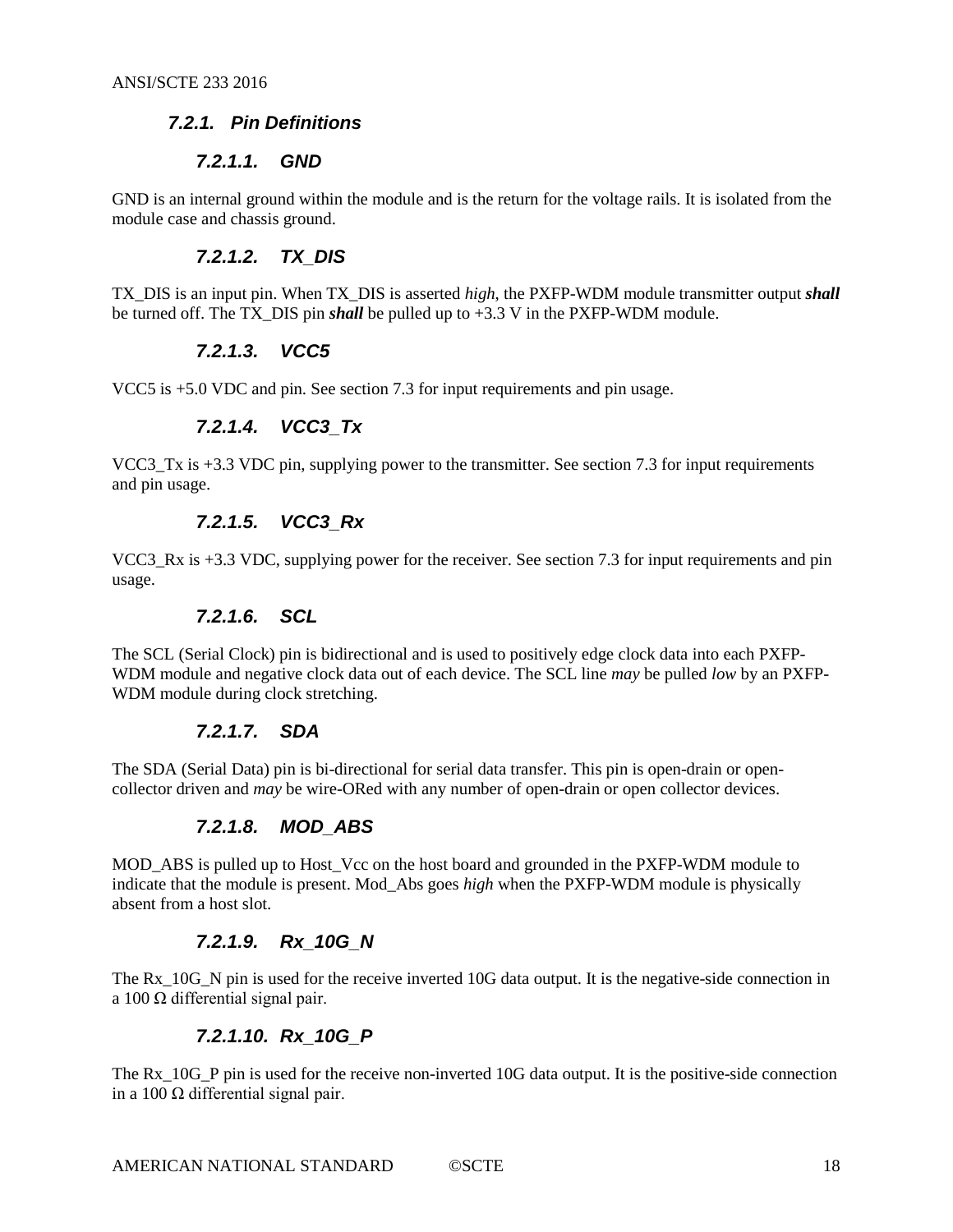### *7.2.1. Pin Definitions*

#### *7.2.1.1. GND*

GND is an internal ground within the module and is the return for the voltage rails. It is isolated from the module case and chassis ground.

#### *7.2.1.2. TX_DIS*

TX_DIS is an input pin. When TX_DIS is asserted *high*, the PXFP-WDM module transmitter output ***shall*** be turned off. The TX_DIS pin ***shall*** be pulled up to +3.3 V in the PXFP-WDM module.

#### *7.2.1.3. VCC5*

VCC5 is +5.0 VDC and pin. See section 7.3 for input requirements and pin usage.

#### *7.2.1.4. VCC3_Tx*

VCC3_Tx is +3.3 VDC pin, supplying power to the transmitter. See section 7.3 for input requirements and pin usage.

#### *7.2.1.5. VCC3_Rx*

VCC3_Rx is +3.3 VDC, supplying power for the receiver. See section 7.3 for input requirements and pin usage.

#### *7.2.1.6. SCL*

The SCL (Serial Clock) pin is bidirectional and is used to positively edge clock data into each PXFP-WDM module and negative clock data out of each device. The SCL line *may* be pulled *low* by an PXFP-WDM module during clock stretching.

#### *7.2.1.7. SDA*

The SDA (Serial Data) pin is bi-directional for serial data transfer. This pin is open-drain or open-collector driven and *may* be wire-ORed with any number of open-drain or open collector devices.

#### *7.2.1.8. MOD_ABS*

MOD_ABS is pulled up to Host_Vcc on the host board and grounded in the PXFP-WDM module to indicate that the module is present. Mod_Abs goes *high* when the PXFP-WDM module is physically absent from a host slot.

#### *7.2.1.9. Rx_10G_N*

The Rx_10G_N pin is used for the receive inverted 10G data output. It is the negative-side connection in a 100 Ω differential signal pair.

#### *7.2.1.10. Rx_10G_P*

The Rx_10G_P pin is used for the receive non-inverted 10G data output. It is the positive-side connection in a 100 Ω differential signal pair.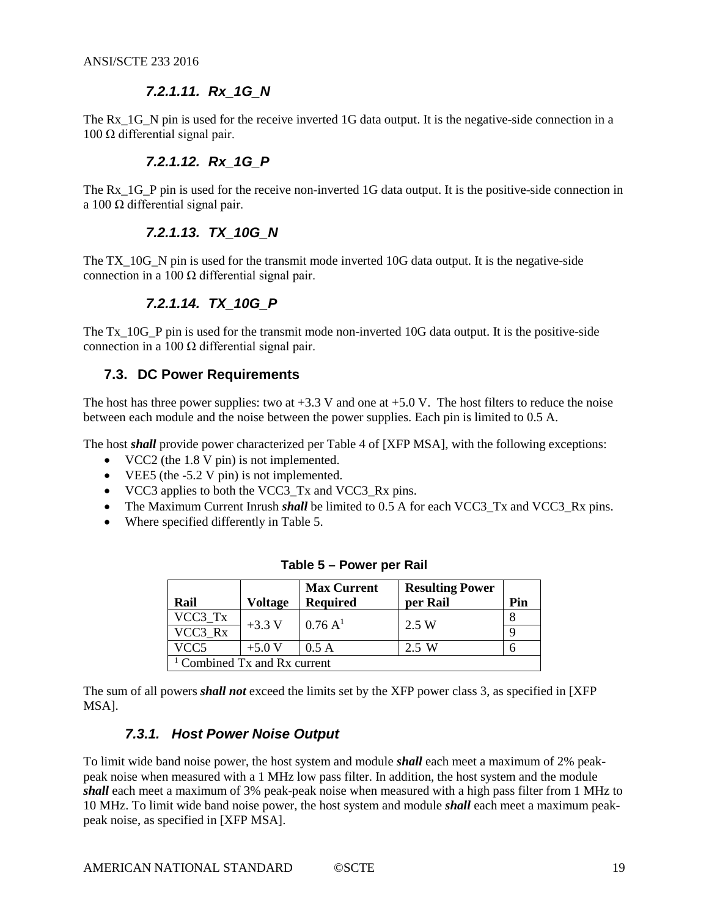#### 7.2.1.11. Rx_1G_N

The Rx_1G_N pin is used for the receive inverted 1G data output. It is the negative-side connection in a 100 Ω differential signal pair.

#### 7.2.1.12. Rx_1G_P

The Rx_1G_P pin is used for the receive non-inverted 1G data output. It is the positive-side connection in a 100 Ω differential signal pair.

#### 7.2.1.13. TX_10G_N

The TX_10G_N pin is used for the transmit mode inverted 10G data output. It is the negative-side connection in a 100 Ω differential signal pair.

#### 7.2.1.14. TX_10G_P

The Tx_10G_P pin is used for the transmit mode non-inverted 10G data output. It is the positive-side connection in a 100 Ω differential signal pair.

## 7.3. DC Power Requirements

The host has three power supplies: two at +3.3 V and one at +5.0 V. The host filters to reduce the noise between each module and the noise between the power supplies. Each pin is limited to 0.5 A.

The host ***shall*** provide power characterized per Table 4 of [XFP MSA], with the following exceptions:

- VCC2 (the 1.8 V pin) is not implemented.
- VEE5 (the -5.2 V pin) is not implemented.
- VCC3 applies to both the VCC3_Tx and VCC3_Rx pins.
- The Maximum Current Inrush ***shall*** be limited to 0.5 A for each VCC3_Tx and VCC3_Rx pins.
- Where specified differently in Table 5.

**Table 5 – Power per Rail**

| Rail | Voltage | Max Current Required | Resulting Power per Rail | Pin |
|---|---|---|---|---|
| VCC3_Tx | +3.3 V | 0.76 A[1] | 2.5 W | 8 |
| VCC3_Rx | | | | 9 |
| VCC5 | +5.0 V | 0.5 A | 2.5 W | 6 |
| [1] Combined Tx and Rx current | | | | |

The sum of all powers ***shall not*** exceed the limits set by the XFP power class 3, as specified in [XFP MSA].

### 7.3.1. Host Power Noise Output

To limit wide band noise power, the host system and module ***shall*** each meet a maximum of 2% peak-peak noise when measured with a 1 MHz low pass filter. In addition, the host system and the module ***shall*** each meet a maximum of 3% peak-peak noise when measured with a high pass filter from 1 MHz to 10 MHz. To limit wide band noise power, the host system and module ***shall*** each meet a maximum peak-peak noise, as specified in [XFP MSA].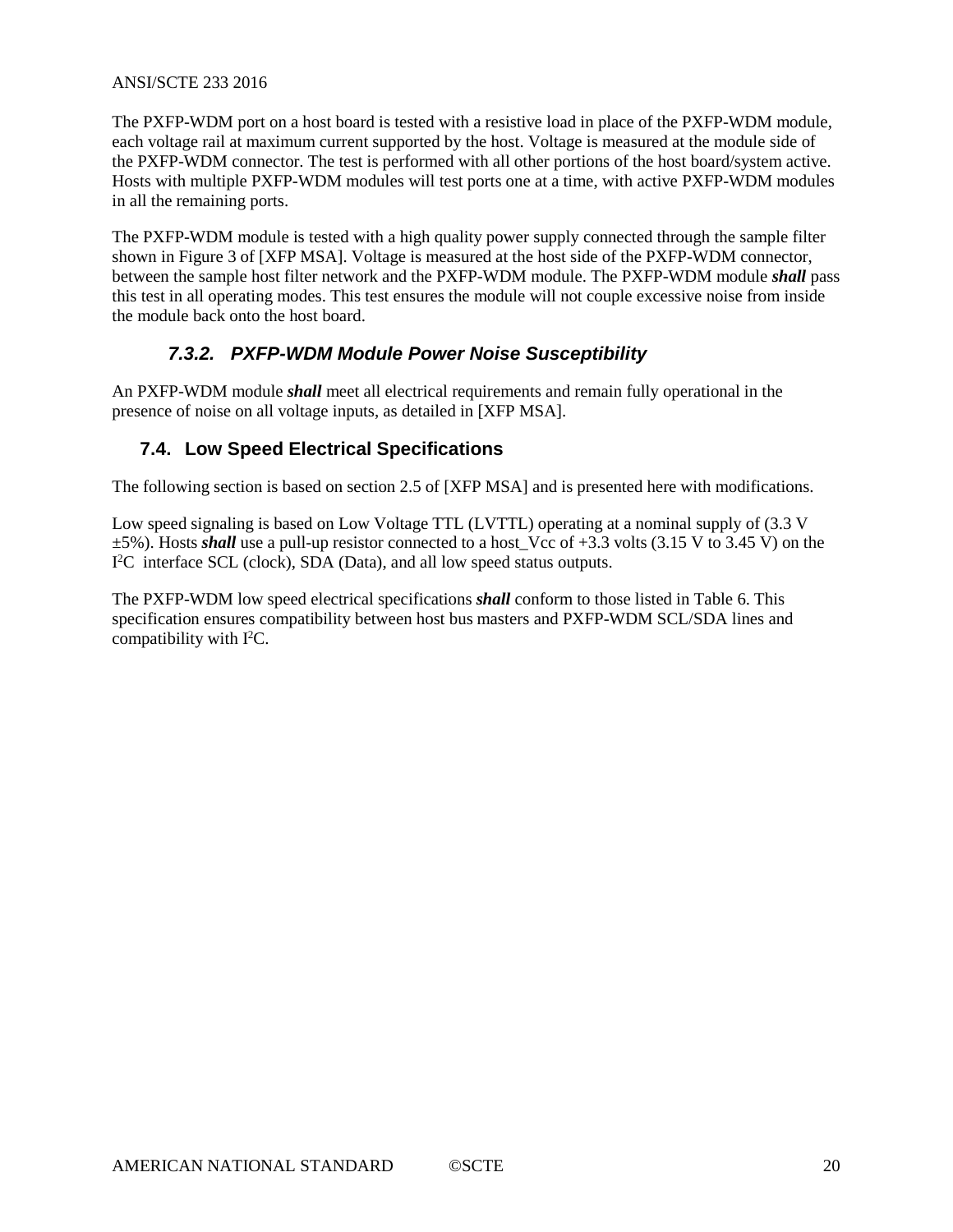The PXFP-WDM port on a host board is tested with a resistive load in place of the PXFP-WDM module, each voltage rail at maximum current supported by the host. Voltage is measured at the module side of the PXFP-WDM connector. The test is performed with all other portions of the host board/system active. Hosts with multiple PXFP-WDM modules will test ports one at a time, with active PXFP-WDM modules in all the remaining ports.

The PXFP-WDM module is tested with a high quality power supply connected through the sample filter shown in Figure 3 of [XFP MSA]. Voltage is measured at the host side of the PXFP-WDM connector, between the sample host filter network and the PXFP-WDM module. The PXFP-WDM module ***shall*** pass this test in all operating modes. This test ensures the module will not couple excessive noise from inside the module back onto the host board.

#### *7.3.2. PXFP-WDM Module Power Noise Susceptibility*

An PXFP-WDM module ***shall*** meet all electrical requirements and remain fully operational in the presence of noise on all voltage inputs, as detailed in [XFP MSA].

### 7.4. Low Speed Electrical Specifications

The following section is based on section 2.5 of [XFP MSA] and is presented here with modifications.

Low speed signaling is based on Low Voltage TTL (LVTTL) operating at a nominal supply of (3.3 V ±5%). Hosts ***shall*** use a pull-up resistor connected to a host_Vcc of +3.3 volts (3.15 V to 3.45 V) on the $I^2C$ interface SCL (clock), SDA (Data), and all low speed status outputs.

The PXFP-WDM low speed electrical specifications ***shall*** conform to those listed in Table 6. This specification ensures compatibility between host bus masters and PXFP-WDM SCL/SDA lines and compatibility with $I^2C$.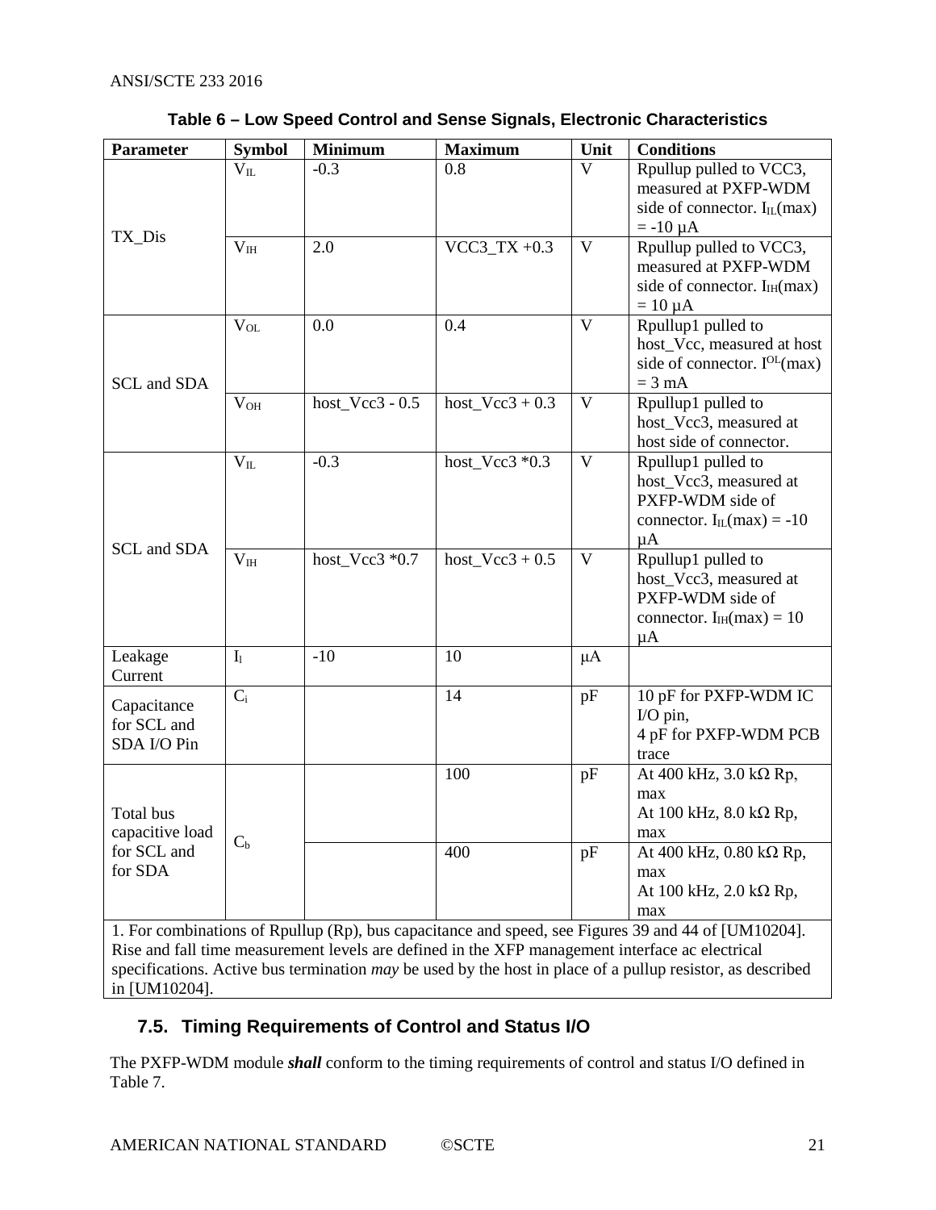**Table 6 – Low Speed Control and Sense Signals, Electronic Characteristics**

| Parameter | Symbol | Minimum | Maximum | Unit | Conditions |
|---|---|---|---|---|---|
| TX_Dis | $V_{IL}$ | -0.3 | 0.8 | V | Rpullup pulled to VCC3, measured at PXFP-WDM side of connector. $I_{IL}$(max) = -10 µA |
| | $V_{IH}$ | 2.0 | VCC3_TX +0.3 | V | Rpullup pulled to VCC3, measured at PXFP-WDM side of connector. $I_{IH}$(max) = 10 µA |
| SCL and SDA | $V_{OL}$ | 0.0 | 0.4 | V | Rpullup1 pulled to host_Vcc, measured at host side of connector. $I^{OL}$(max) = 3 mA |
| | $V_{OH}$ | host_Vcc3 - 0.5 | host_Vcc3 + 0.3 | V | Rpullup1 pulled to host_Vcc3, measured at host side of connector. |
| SCL and SDA | $V_{IL}$ | -0.3 | host_Vcc3 *0.3 | V | Rpullup1 pulled to host_Vcc3, measured at PXFP-WDM side of connector. $I_{IL}$(max) = -10 µA |
| | $V_{IH}$ | host_Vcc3 *0.7 | host_Vcc3 + 0.5 | V | Rpullup1 pulled to host_Vcc3, measured at PXFP-WDM side of connector. $I_{IH}$(max) = 10 µA |
| Leakage Current | $I_l$ | -10 | 10 | µA | |
| Capacitance for SCL and SDA I/O Pin | $C_i$ | | 14 | pF | 10 pF for PXFP-WDM IC I/O pin,<br>4 pF for PXFP-WDM PCB trace |
| Total bus capacitive load for SCL and for SDA | $C_b$ | | 100 | pF | At 400 kHz, 3.0 kΩ Rp, max<br>At 100 kHz, 8.0 kΩ Rp, max |
| | | | 400 | pF | At 400 kHz, 0.80 kΩ Rp, max<br>At 100 kHz, 2.0 kΩ Rp, max |
| 1. For combinations of Rpullup (Rp), bus capacitance and speed, see Figures 39 and 44 of [UM10204]. Rise and fall time measurement levels are defined in the XFP management interface ac electrical specifications. Active bus termination *may* be used by the host in place of a pullup resistor, as described in [UM10204]. | | | | | |

## 7.5. Timing Requirements of Control and Status I/O

The PXFP-WDM module ***shall*** conform to the timing requirements of control and status I/O defined in Table 7.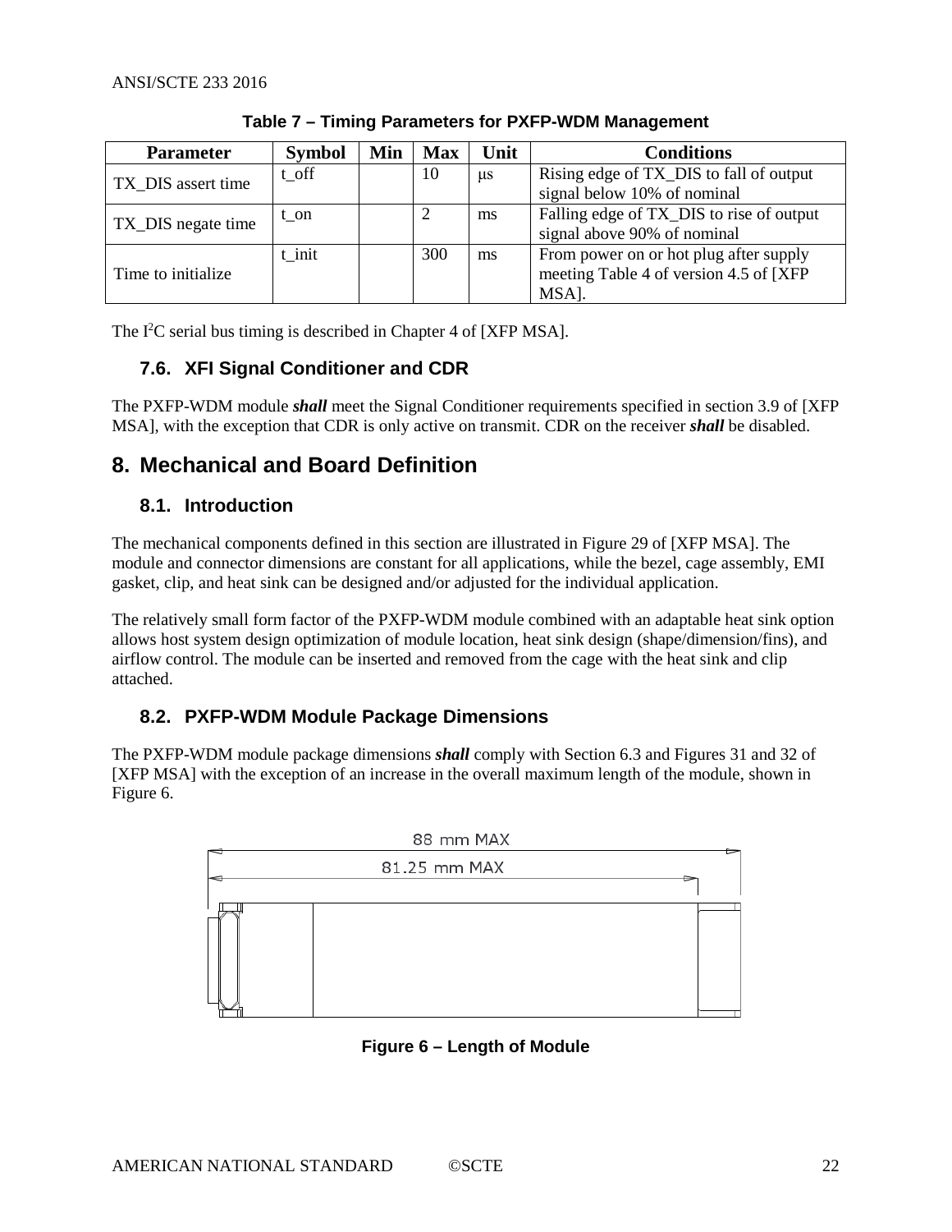**Table 7 – Timing Parameters for PXFP-WDM Management**

| Parameter | Symbol | Min | Max | Unit | Conditions |
|---|---|---|---|---|---|
| TX_DIS assert time | t_off | | 10 | μs | Rising edge of TX_DIS to fall of output signal below 10% of nominal |
| TX_DIS negate time | t_on | | 2 | ms | Falling edge of TX_DIS to rise of output signal above 90% of nominal |
| Time to initialize | t_init | | 300 | ms | From power on or hot plug after supply meeting Table 4 of version 4.5 of [XFP MSA]. |

The $I^2C$ serial bus timing is described in Chapter 4 of [XFP MSA].

### 7.6. XFI Signal Conditioner and CDR

The PXFP-WDM module ***shall*** meet the Signal Conditioner requirements specified in section 3.9 of [XFP MSA], with the exception that CDR is only active on transmit. CDR on the receiver ***shall*** be disabled.

## 8. Mechanical and Board Definition

### 8.1. Introduction

The mechanical components defined in this section are illustrated in Figure 29 of [XFP MSA]. The module and connector dimensions are constant for all applications, while the bezel, cage assembly, EMI gasket, clip, and heat sink can be designed and/or adjusted for the individual application.

The relatively small form factor of the PXFP-WDM module combined with an adaptable heat sink option allows host system design optimization of module location, heat sink design (shape/dimension/fins), and airflow control. The module can be inserted and removed from the cage with the heat sink and clip attached.

### 8.2. PXFP-WDM Module Package Dimensions

The PXFP-WDM module package dimensions ***shall*** comply with Section 6.3 and Figures 31 and 32 of [XFP MSA] with the exception of an increase in the overall maximum length of the module, shown in Figure 6.

88 mm MAX

81.25 mm MAX

**Figure 6 – Length of Module**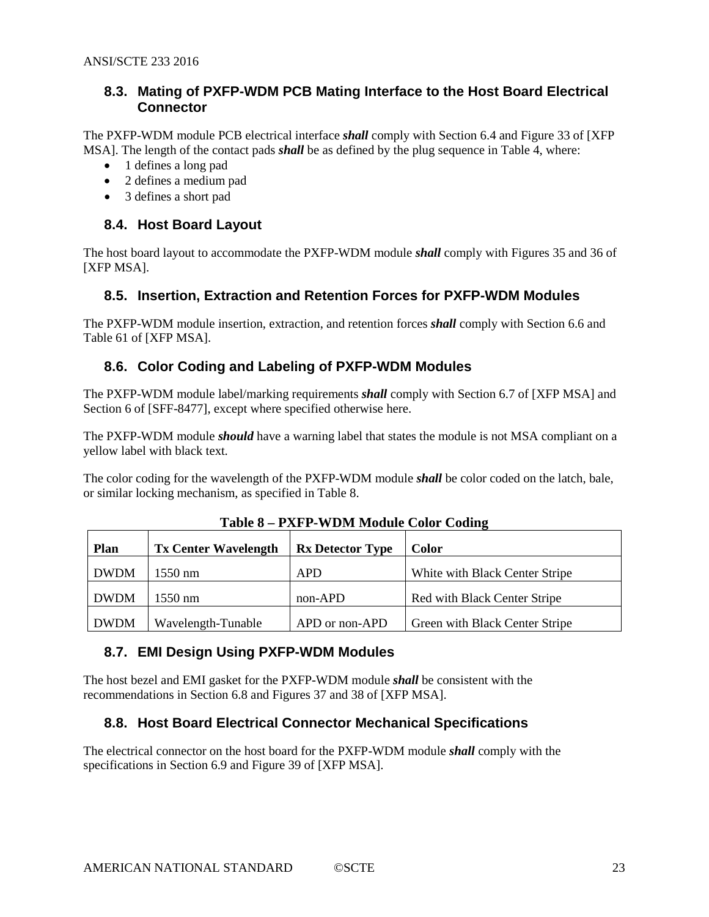### 8.3. Mating of PXFP-WDM PCB Mating Interface to the Host Board Electrical Connector

The PXFP-WDM module PCB electrical interface ***shall*** comply with Section 6.4 and Figure 33 of [XFP MSA]. The length of the contact pads ***shall*** be as defined by the plug sequence in Table 4, where:

- 1 defines a long pad
- 2 defines a medium pad
- 3 defines a short pad

### 8.4. Host Board Layout

The host board layout to accommodate the PXFP-WDM module ***shall*** comply with Figures 35 and 36 of [XFP MSA].

### 8.5. Insertion, Extraction and Retention Forces for PXFP-WDM Modules

The PXFP-WDM module insertion, extraction, and retention forces ***shall*** comply with Section 6.6 and Table 61 of [XFP MSA].

### 8.6. Color Coding and Labeling of PXFP-WDM Modules

The PXFP-WDM module label/marking requirements ***shall*** comply with Section 6.7 of [XFP MSA] and Section 6 of [SFF-8477], except where specified otherwise here.

The PXFP-WDM module ***should*** have a warning label that states the module is not MSA compliant on a yellow label with black text.

The color coding for the wavelength of the PXFP-WDM module ***shall*** be color coded on the latch, bale, or similar locking mechanism, as specified in Table 8.

**Table 8 – PXFP-WDM Module Color Coding**

| Plan | Tx Center Wavelength | Rx Detector Type | Color |
|---|---|---|---|
| DWDM | 1550 nm | APD | White with Black Center Stripe |
| DWDM | 1550 nm | non-APD | Red with Black Center Stripe |
| DWDM | Wavelength-Tunable | APD or non-APD | Green with Black Center Stripe |

### 8.7. EMI Design Using PXFP-WDM Modules

The host bezel and EMI gasket for the PXFP-WDM module ***shall*** be consistent with the recommendations in Section 6.8 and Figures 37 and 38 of [XFP MSA].

### 8.8. Host Board Electrical Connector Mechanical Specifications

The electrical connector on the host board for the PXFP-WDM module ***shall*** comply with the specifications in Section 6.9 and Figure 39 of [XFP MSA].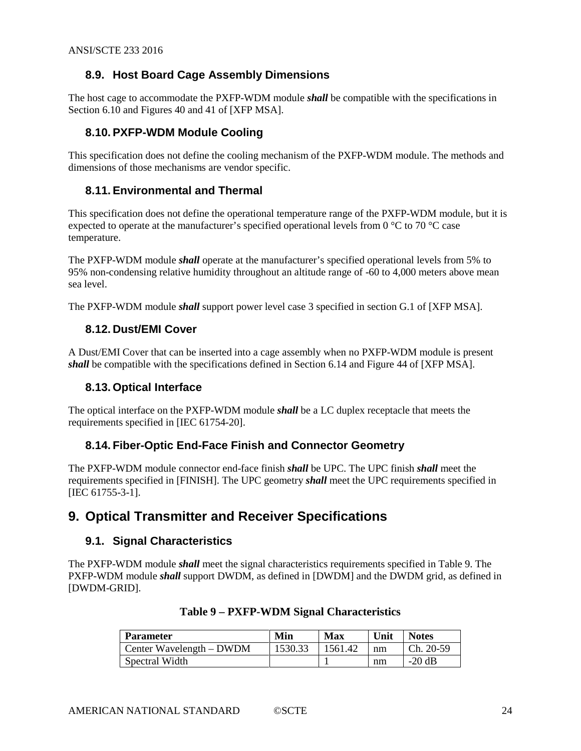### 8.9. Host Board Cage Assembly Dimensions

The host cage to accommodate the PXFP-WDM module ***shall*** be compatible with the specifications in Section 6.10 and Figures 40 and 41 of [XFP MSA].

### 8.10. PXFP-WDM Module Cooling

This specification does not define the cooling mechanism of the PXFP-WDM module. The methods and dimensions of those mechanisms are vendor specific.

### 8.11. Environmental and Thermal

This specification does not define the operational temperature range of the PXFP-WDM module, but it is expected to operate at the manufacturer's specified operational levels from 0 °C to 70 °C case temperature.

The PXFP-WDM module ***shall*** operate at the manufacturer's specified operational levels from 5% to 95% non-condensing relative humidity throughout an altitude range of -60 to 4,000 meters above mean sea level.

The PXFP-WDM module ***shall*** support power level case 3 specified in section G.1 of [XFP MSA].

### 8.12. Dust/EMI Cover

A Dust/EMI Cover that can be inserted into a cage assembly when no PXFP-WDM module is present ***shall*** be compatible with the specifications defined in Section 6.14 and Figure 44 of [XFP MSA].

### 8.13. Optical Interface

The optical interface on the PXFP-WDM module ***shall*** be a LC duplex receptacle that meets the requirements specified in [IEC 61754-20].

### 8.14. Fiber-Optic End-Face Finish and Connector Geometry

The PXFP-WDM module connector end-face finish ***shall*** be UPC. The UPC finish ***shall*** meet the requirements specified in [FINISH]. The UPC geometry ***shall*** meet the UPC requirements specified in [IEC 61755-3-1].

## 9. Optical Transmitter and Receiver Specifications

### 9.1. Signal Characteristics

The PXFP-WDM module ***shall*** meet the signal characteristics requirements specified in Table 9. The PXFP-WDM module ***shall*** support DWDM, as defined in [DWDM] and the DWDM grid, as defined in [DWDM-GRID].

**Table 9 – PXFP-WDM Signal Characteristics**

| Parameter | Min | Max | Unit | Notes |
|---|---|---|---|---|
| Center Wavelength – DWDM | 1530.33 | 1561.42 | nm | Ch. 20-59 |
| Spectral Width | | 1 | nm | -20 dB |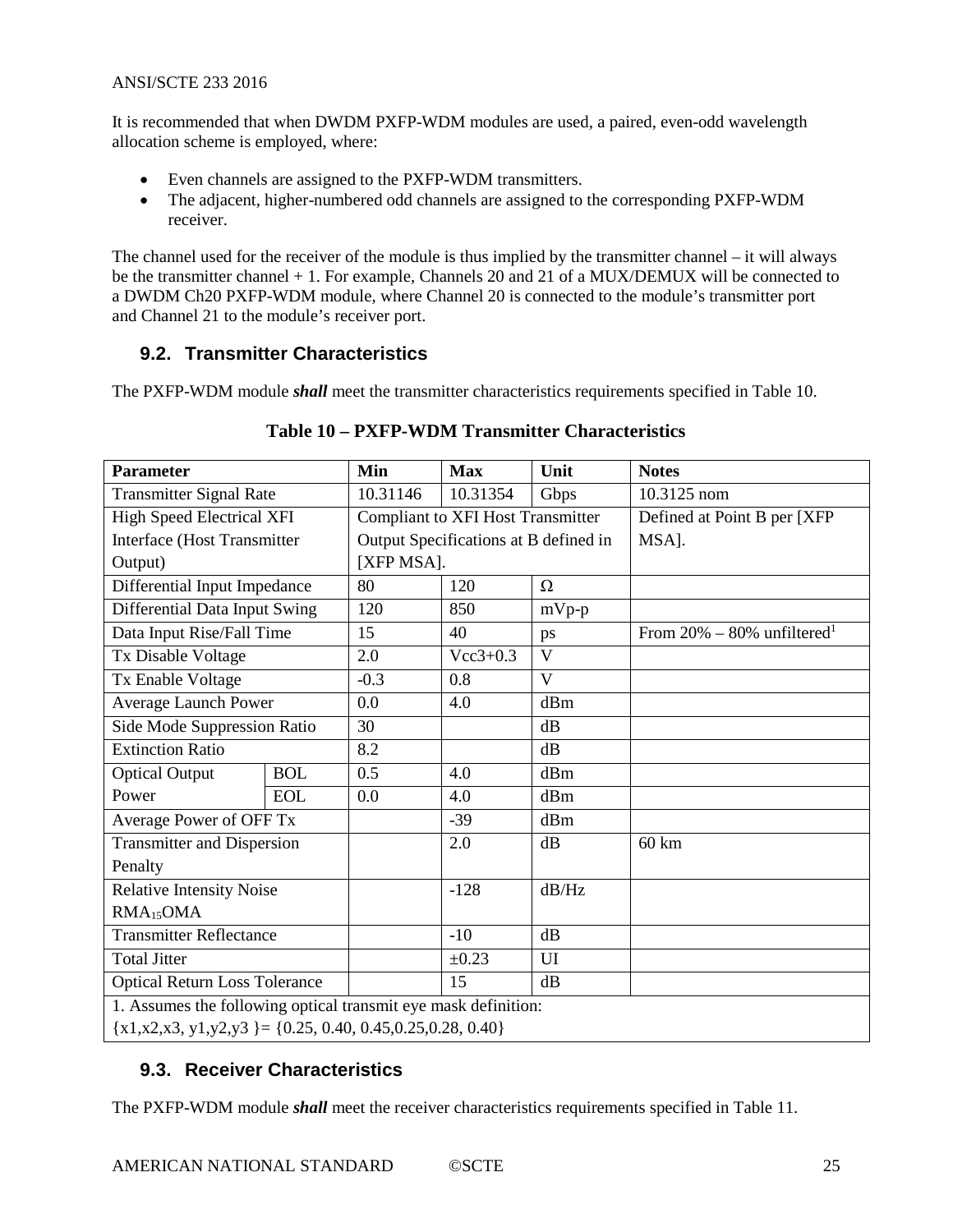It is recommended that when DWDM PXFP-WDM modules are used, a paired, even-odd wavelength allocation scheme is employed, where:

- Even channels are assigned to the PXFP-WDM transmitters.
- The adjacent, higher-numbered odd channels are assigned to the corresponding PXFP-WDM receiver.

The channel used for the receiver of the module is thus implied by the transmitter channel – it will always be the transmitter channel + 1. For example, Channels 20 and 21 of a MUX/DEMUX will be connected to a DWDM Ch20 PXFP-WDM module, where Channel 20 is connected to the module's transmitter port and Channel 21 to the module's receiver port.

## 9.2. Transmitter Characteristics

The PXFP-WDM module ***shall*** meet the transmitter characteristics requirements specified in Table 10.

**Table 10 – PXFP-WDM Transmitter Characteristics**

| Parameter | | Min | Max | Unit | Notes |
|---|---|---|---|---|---|
| Transmitter Signal Rate | | 10.31146 | 10.31354 | Gbps | 10.3125 nom |
| High Speed Electrical XFI Interface (Host Transmitter Output) | | Compliant to XFI Host Transmitter Output Specifications at B defined in [XFP MSA]. | | | Defined at Point B per [XFP MSA]. |
| Differential Input Impedance | | 80 | 120 | Ω | |
| Differential Data Input Swing | | 120 | 850 | mVp-p | |
| Data Input Rise/Fall Time | | 15 | 40 | ps | From 20% – 80% unfiltered[1] |
| Tx Disable Voltage | | 2.0 | Vcc3+0.3 | V | |
| Tx Enable Voltage | | -0.3 | 0.8 | V | |
| Average Launch Power | | 0.0 | 4.0 | dBm | |
| Side Mode Suppression Ratio | | 30 | | dB | |
| Extinction Ratio | | 8.2 | | dB | |
| Optical Output Power | BOL | 0.5 | 4.0 | dBm | |
| | EOL | 0.0 | 4.0 | dBm | |
| Average Power of OFF Tx | | | -39 | dBm | |
| Transmitter and Dispersion Penalty | | | 2.0 | dB | 60 km |
| Relative Intensity Noise $RMA_{15}OMA$ | | | -128 | dB/Hz | |
| Transmitter Reflectance | | | -10 | dB | |
| Total Jitter | | | ±0.23 | UI | |
| Optical Return Loss Tolerance | | | 15 | dB | |
| 1. Assumes the following optical transmit eye mask definition: {x1,x2,x3, y1,y2,y3 }= {0.25, 0.40, 0.45,0.25,0.28, 0.40} | | | | | |

## 9.3. Receiver Characteristics

The PXFP-WDM module ***shall*** meet the receiver characteristics requirements specified in Table 11.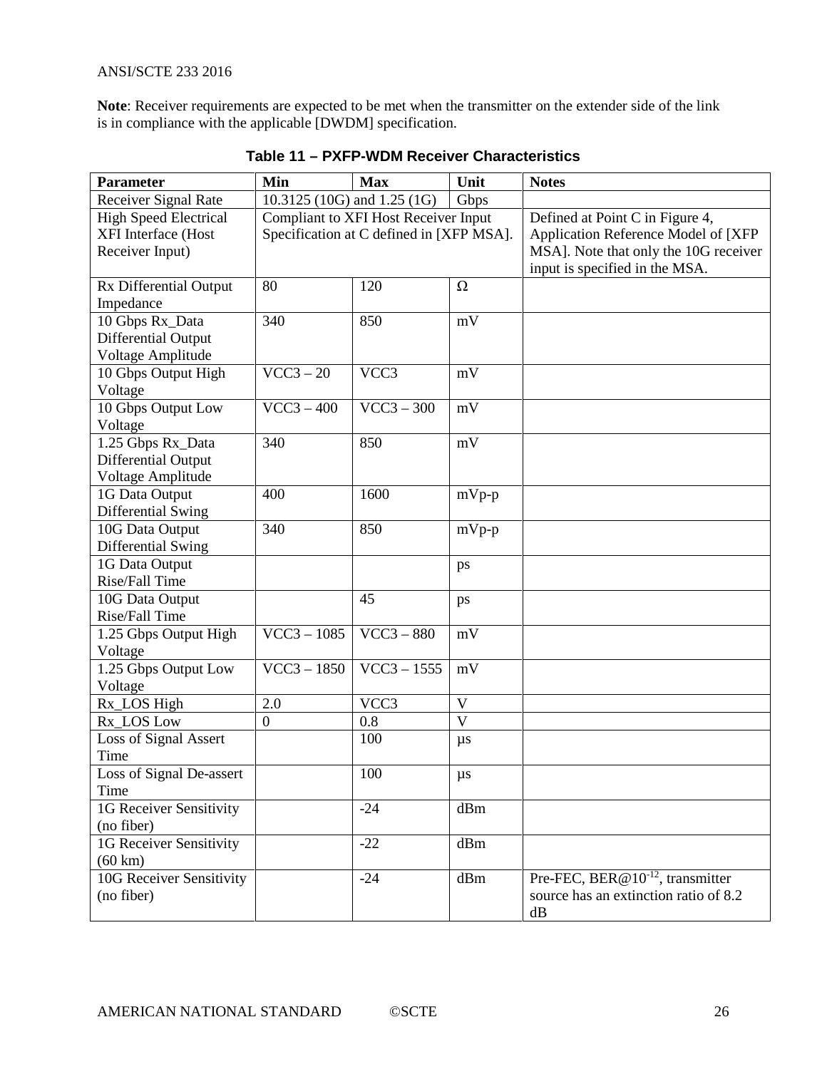**Note**: Receiver requirements are expected to be met when the transmitter on the extender side of the link is in compliance with the applicable [DWDM] specification.

**Table 11 – PXFP-WDM Receiver Characteristics**

| Parameter | Min | Max | Unit | Notes |
|---|---|---|---|---|
| Receiver Signal Rate | 10.3125 (10G) and 1.25 (1G) | | Gbps | |
| High Speed Electrical XFI Interface (Host Receiver Input) | Compliant to XFI Host Receiver Input Specification at C defined in [XFP MSA]. | | | Defined at Point C in Figure 4, Application Reference Model of [XFP MSA]. Note that only the 10G receiver input is specified in the MSA. |
| Rx Differential Output Impedance | 80 | 120 | Ω | |
| 10 Gbps Rx_Data Differential Output Voltage Amplitude | 340 | 850 | mV | |
| 10 Gbps Output High Voltage | VCC3 – 20 | VCC3 | mV | |
| 10 Gbps Output Low Voltage | VCC3 – 400 | VCC3 – 300 | mV | |
| 1.25 Gbps Rx_Data Differential Output Voltage Amplitude | 340 | 850 | mV | |
| 1G Data Output Differential Swing | 400 | 1600 | mVp-p | |
| 10G Data Output Differential Swing | 340 | 850 | mVp-p | |
| 1G Data Output Rise/Fall Time | | | ps | |
| 10G Data Output Rise/Fall Time | | 45 | ps | |
| 1.25 Gbps Output High Voltage | VCC3 – 1085 | VCC3 – 880 | mV | |
| 1.25 Gbps Output Low Voltage | VCC3 – 1850 | VCC3 – 1555 | mV | |
| Rx_LOS High | 2.0 | VCC3 | V | |
| Rx_LOS Low | 0 | 0.8 | V | |
| Loss of Signal Assert Time | | 100 | µs | |
| Loss of Signal De-assert Time | | 100 | µs | |
| 1G Receiver Sensitivity (no fiber) | | -24 | dBm | |
| 1G Receiver Sensitivity (60 km) | | -22 | dBm | |
| 10G Receiver Sensitivity (no fiber) | | -24 | dBm | Pre-FEC, BER@$10^{-12}$, transmitter source has an extinction ratio of 8.2 dB |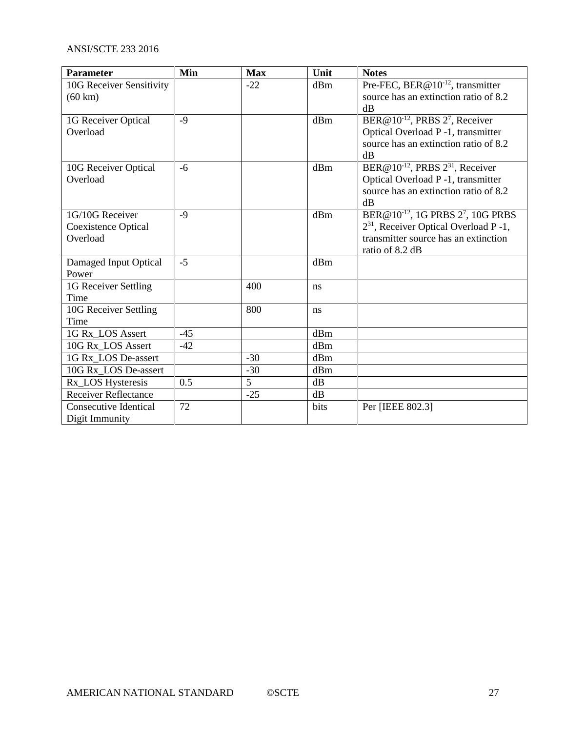| Parameter | Min | Max | Unit | Notes |
|---|---|---|---|---|
| 10G Receiver Sensitivity (60 km) | | -22 | dBm | Pre-FEC, BER@$10^{-12}$, transmitter source has an extinction ratio of 8.2 dB |
| 1G Receiver Optical Overload | -9 | | dBm | BER@$10^{-12}$, PRBS $2^7$, Receiver Optical Overload P -1, transmitter source has an extinction ratio of 8.2 dB |
| 10G Receiver Optical Overload | -6 | | dBm | BER@$10^{-12}$, PRBS $2^{31}$, Receiver Optical Overload P -1, transmitter source has an extinction ratio of 8.2 dB |
| 1G/10G Receiver Coexistence Optical Overload | -9 | | dBm | BER@$10^{-12}$, 1G PRBS $2^7$, 10G PRBS $2^{31}$, Receiver Optical Overload P -1, transmitter source has an extinction ratio of 8.2 dB |
| Damaged Input Optical Power | -5 | | dBm | |
| 1G Receiver Settling Time | | 400 | ns | |
| 10G Receiver Settling Time | | 800 | ns | |
| 1G Rx_LOS Assert | -45 | | dBm | |
| 10G Rx_LOS Assert | -42 | | dBm | |
| 1G Rx_LOS De-assert | | -30 | dBm | |
| 10G Rx_LOS De-assert | | -30 | dBm | |
| Rx_LOS Hysteresis | 0.5 | 5 | dB | |
| Receiver Reflectance | | -25 | dB | |
| Consecutive Identical Digit Immunity | 72 | | bits | Per [IEEE 802.3] |